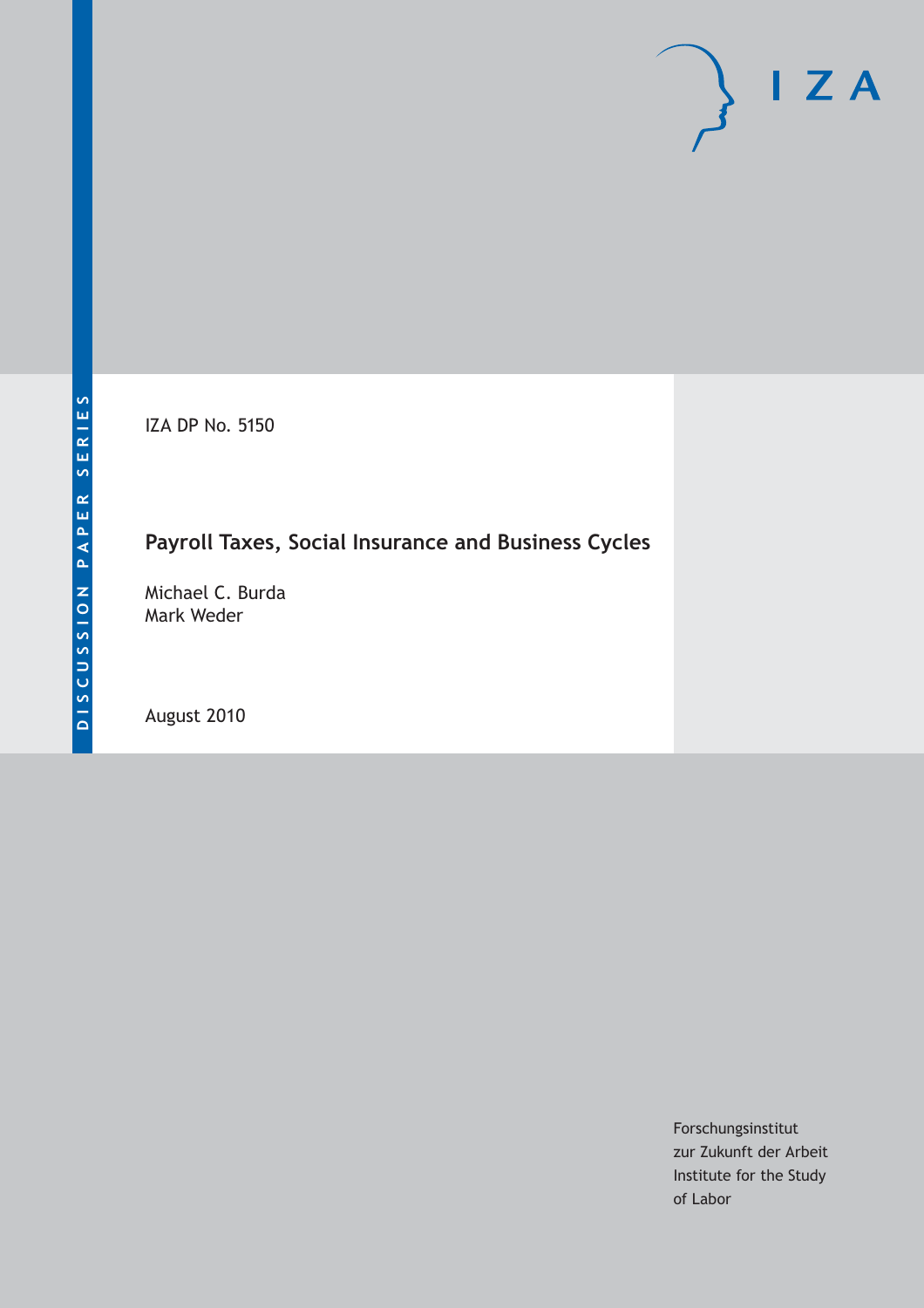DISCUSSION PAPER SERIES

IZA DP No. 5150

# Payroll Taxes, Social Insurance and Business Cycles

Michael C. Burda
Mark Weder

August 2010

IZA

Forschungsinstitut
zur Zukunft der Arbeit
Institute for the Study
of Labor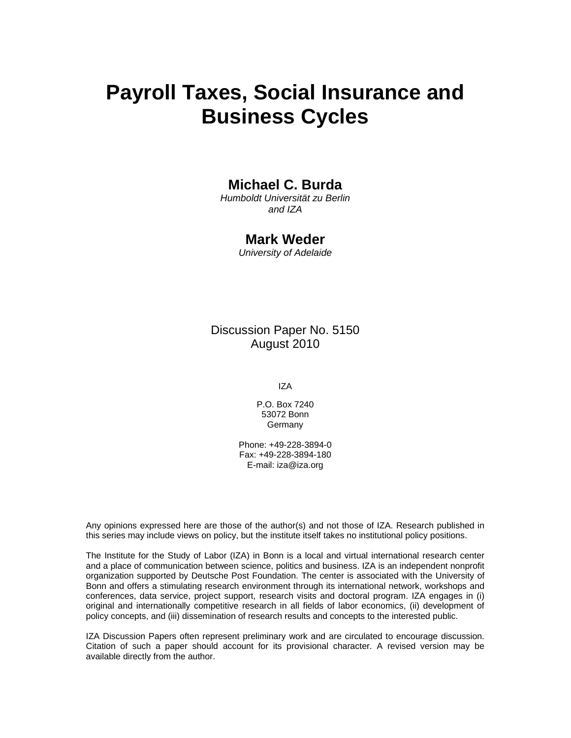# Payroll Taxes, Social Insurance and Business Cycles

**Michael C. Burda**
*Humboldt Universität zu Berlin and IZA*

**Mark Weder**
*University of Adelaide*

Discussion Paper No. 5150
August 2010

IZA

P.O. Box 7240
53072 Bonn
Germany

Phone: +49-228-3894-0
Fax: +49-228-3894-180
E-mail: iza@iza.org

Any opinions expressed here are those of the author(s) and not those of IZA. Research published in this series may include views on policy, but the institute itself takes no institutional policy positions.

The Institute for the Study of Labor (IZA) in Bonn is a local and virtual international research center and a place of communication between science, politics and business. IZA is an independent nonprofit organization supported by Deutsche Post Foundation. The center is associated with the University of Bonn and offers a stimulating research environment through its international network, workshops and conferences, data service, project support, research visits and doctoral program. IZA engages in (i) original and internationally competitive research in all fields of labor economics, (ii) development of policy concepts, and (iii) dissemination of research results and concepts to the interested public.

IZA Discussion Papers often represent preliminary work and are circulated to encourage discussion. Citation of such a paper should account for its provisional character. A revised version may be available directly from the author.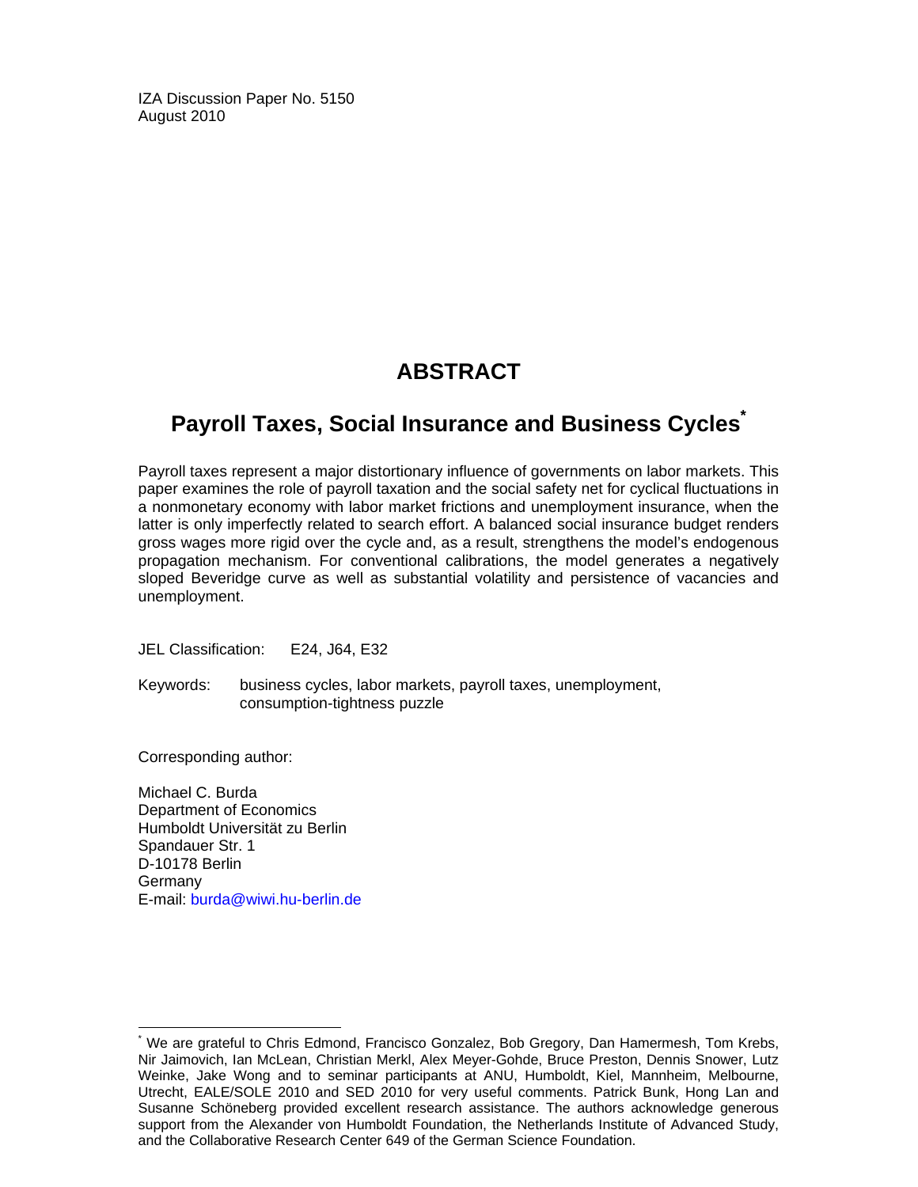IZA Discussion Paper No. 5150
August 2010

# ABSTRACT

## Payroll Taxes, Social Insurance and Business Cycles*

Payroll taxes represent a major distortionary influence of governments on labor markets. This paper examines the role of payroll taxation and the social safety net for cyclical fluctuations in a nonmonetary economy with labor market frictions and unemployment insurance, when the latter is only imperfectly related to search effort. A balanced social insurance budget renders gross wages more rigid over the cycle and, as a result, strengthens the model's endogenous propagation mechanism. For conventional calibrations, the model generates a negatively sloped Beveridge curve as well as substantial volatility and persistence of vacancies and unemployment.

JEL Classification: E24, J64, E32

Keywords: business cycles, labor markets, payroll taxes, unemployment, consumption-tightness puzzle

Corresponding author:

Michael C. Burda
Department of Economics
Humboldt Universität zu Berlin
Spandauer Str. 1
D-10178 Berlin
Germany
E-mail: burda@wiwi.hu-berlin.de

---

* We are grateful to Chris Edmond, Francisco Gonzalez, Bob Gregory, Dan Hamermesh, Tom Krebs, Nir Jaimovich, Ian McLean, Christian Merkl, Alex Meyer-Gohde, Bruce Preston, Dennis Snower, Lutz Weinke, Jake Wong and to seminar participants at ANU, Humboldt, Kiel, Mannheim, Melbourne, Utrecht, EALE/SOLE 2010 and SED 2010 for very useful comments. Patrick Bunk, Hong Lan and Susanne Schöneberg provided excellent research assistance. The authors acknowledge generous support from the Alexander von Humboldt Foundation, the Netherlands Institute of Advanced Study, and the Collaborative Research Center 649 of the German Science Foundation.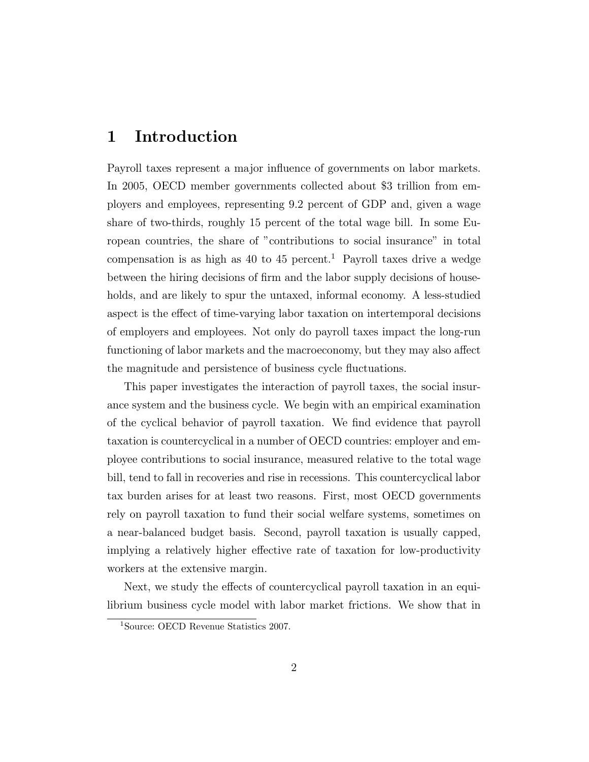# 1 Introduction

Payroll taxes represent a major influence of governments on labor markets. In 2005, OECD member governments collected about $3 trillion from employers and employees, representing 9.2 percent of GDP and, given a wage share of two-thirds, roughly 15 percent of the total wage bill. In some European countries, the share of "contributions to social insurance" in total compensation is as high as 40 to 45 percent.[1] Payroll taxes drive a wedge between the hiring decisions of firm and the labor supply decisions of households, and are likely to spur the untaxed, informal economy. A less-studied aspect is the effect of time-varying labor taxation on intertemporal decisions of employers and employees. Not only do payroll taxes impact the long-run functioning of labor markets and the macroeconomy, but they may also affect the magnitude and persistence of business cycle fluctuations.

This paper investigates the interaction of payroll taxes, the social insurance system and the business cycle. We begin with an empirical examination of the cyclical behavior of payroll taxation. We find evidence that payroll taxation is countercyclical in a number of OECD countries: employer and employee contributions to social insurance, measured relative to the total wage bill, tend to fall in recoveries and rise in recessions. This countercyclical labor tax burden arises for at least two reasons. First, most OECD governments rely on payroll taxation to fund their social welfare systems, sometimes on a near-balanced budget basis. Second, payroll taxation is usually capped, implying a relatively higher effective rate of taxation for low-productivity workers at the extensive margin.

Next, we study the effects of countercyclical payroll taxation in an equilibrium business cycle model with labor market frictions. We show that in

[1] Source: OECD Revenue Statistics 2007.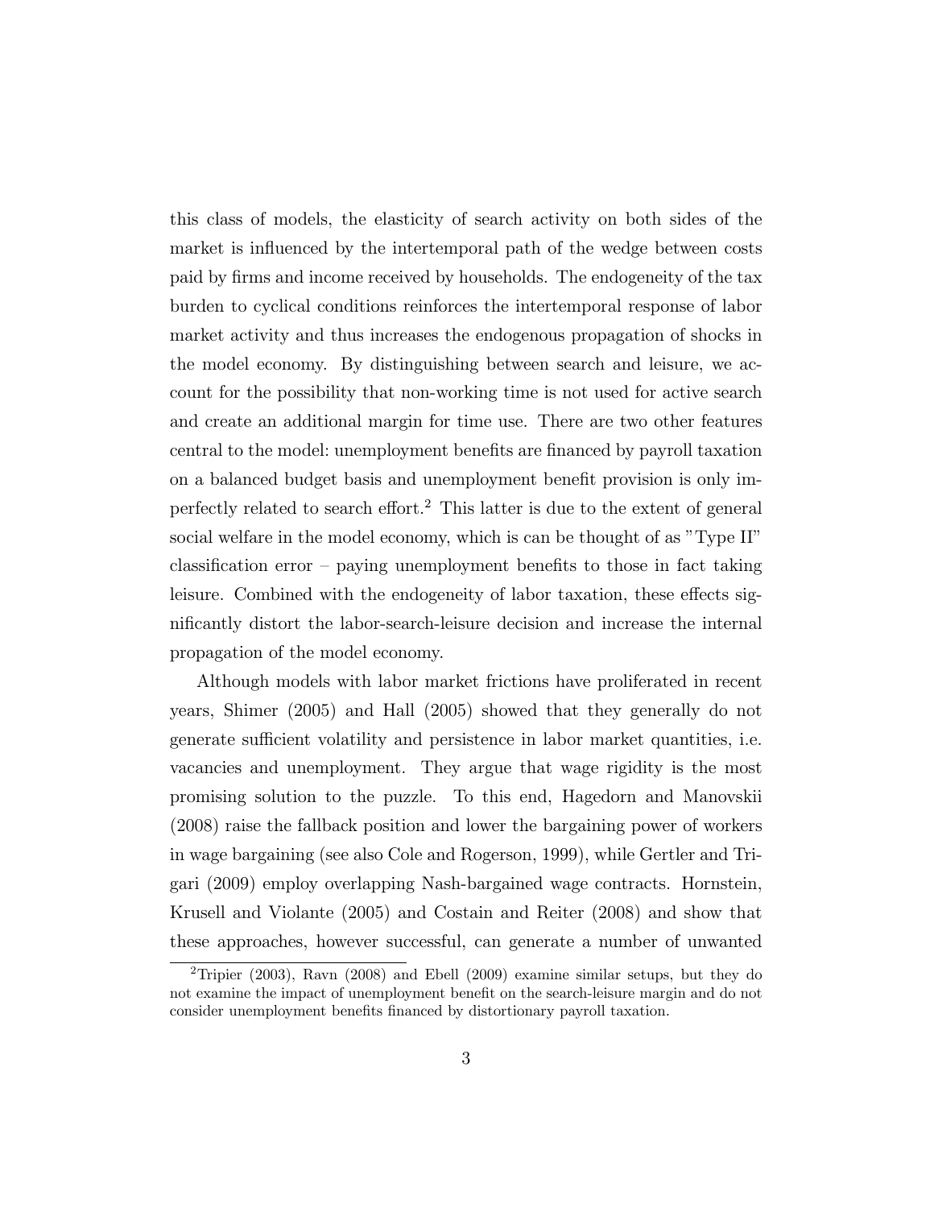this class of models, the elasticity of search activity on both sides of the market is influenced by the intertemporal path of the wedge between costs paid by firms and income received by households. The endogeneity of the tax burden to cyclical conditions reinforces the intertemporal response of labor market activity and thus increases the endogenous propagation of shocks in the model economy. By distinguishing between search and leisure, we account for the possibility that non-working time is not used for active search and create an additional margin for time use. There are two other features central to the model: unemployment benefits are financed by payroll taxation on a balanced budget basis and unemployment benefit provision is only imperfectly related to search effort.[2] This latter is due to the extent of general social welfare in the model economy, which is can be thought of as "Type II" classification error – paying unemployment benefits to those in fact taking leisure. Combined with the endogeneity of labor taxation, these effects significantly distort the labor-search-leisure decision and increase the internal propagation of the model economy.

Although models with labor market frictions have proliferated in recent years, Shimer (2005) and Hall (2005) showed that they generally do not generate sufficient volatility and persistence in labor market quantities, i.e. vacancies and unemployment. They argue that wage rigidity is the most promising solution to the puzzle. To this end, Hagedorn and Manovskii (2008) raise the fallback position and lower the bargaining power of workers in wage bargaining (see also Cole and Rogerson, 1999), while Gertler and Trigari (2009) employ overlapping Nash-bargained wage contracts. Hornstein, Krusell and Violante (2005) and Costain and Reiter (2008) and show that these approaches, however successful, can generate a number of unwanted

[2] Tripier (2003), Ravn (2008) and Ebell (2009) examine similar setups, but they do not examine the impact of unemployment benefit on the search-leisure margin and do not consider unemployment benefits financed by distortionary payroll taxation.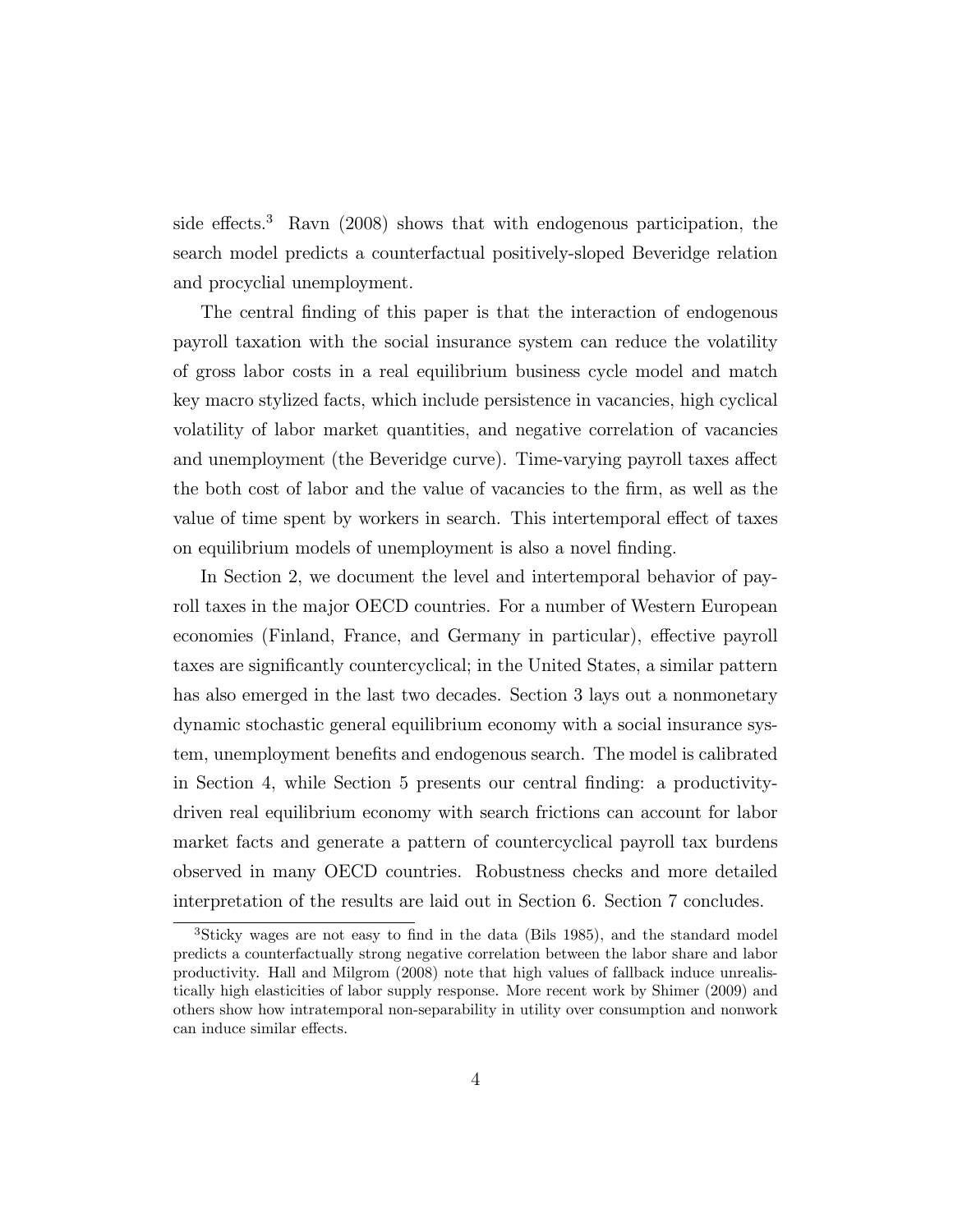side effects.[3] Ravn (2008) shows that with endogenous participation, the search model predicts a counterfactual positively-sloped Beveridge relation and procyclial unemployment.

The central finding of this paper is that the interaction of endogenous payroll taxation with the social insurance system can reduce the volatility of gross labor costs in a real equilibrium business cycle model and match key macro stylized facts, which include persistence in vacancies, high cyclical volatility of labor market quantities, and negative correlation of vacancies and unemployment (the Beveridge curve). Time-varying payroll taxes affect the both cost of labor and the value of vacancies to the firm, as well as the value of time spent by workers in search. This intertemporal effect of taxes on equilibrium models of unemployment is also a novel finding.

In Section 2, we document the level and intertemporal behavior of payroll taxes in the major OECD countries. For a number of Western European economies (Finland, France, and Germany in particular), effective payroll taxes are significantly countercyclical; in the United States, a similar pattern has also emerged in the last two decades. Section 3 lays out a nonmonetary dynamic stochastic general equilibrium economy with a social insurance system, unemployment benefits and endogenous search. The model is calibrated in Section 4, while Section 5 presents our central finding: a productivity-driven real equilibrium economy with search frictions can account for labor market facts and generate a pattern of countercyclical payroll tax burdens observed in many OECD countries. Robustness checks and more detailed interpretation of the results are laid out in Section 6. Section 7 concludes.

[3] Sticky wages are not easy to find in the data (Bils 1985), and the standard model predicts a counterfactually strong negative correlation between the labor share and labor productivity. Hall and Milgrom (2008) note that high values of fallback induce unrealistically high elasticities of labor supply response. More recent work by Shimer (2009) and others show how intratemporal non-separability in utility over consumption and nonwork can induce similar effects.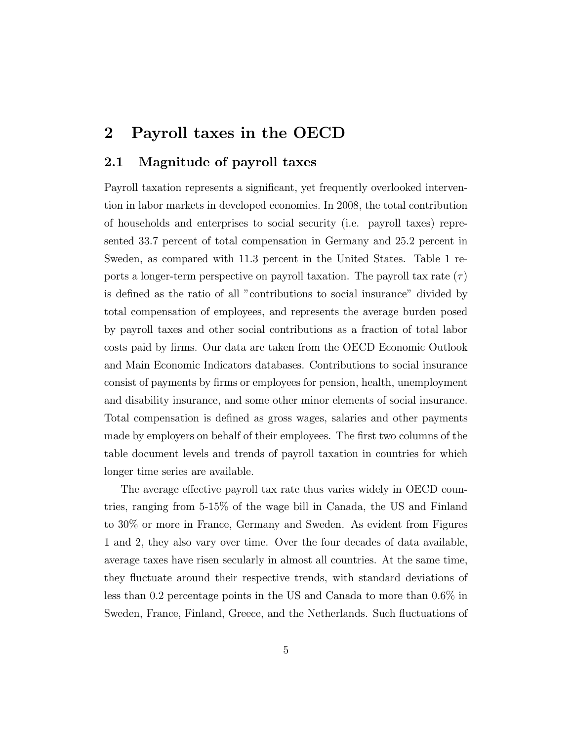## 2 Payroll taxes in the OECD

### 2.1 Magnitude of payroll taxes

Payroll taxation represents a significant, yet frequently overlooked intervention in labor markets in developed economies. In 2008, the total contribution of households and enterprises to social security (i.e. payroll taxes) represented 33.7 percent of total compensation in Germany and 25.2 percent in Sweden, as compared with 11.3 percent in the United States. Table 1 reports a longer-term perspective on payroll taxation. The payroll tax rate ($\tau$) is defined as the ratio of all "contributions to social insurance" divided by total compensation of employees, and represents the average burden posed by payroll taxes and other social contributions as a fraction of total labor costs paid by firms. Our data are taken from the OECD Economic Outlook and Main Economic Indicators databases. Contributions to social insurance consist of payments by firms or employees for pension, health, unemployment and disability insurance, and some other minor elements of social insurance. Total compensation is defined as gross wages, salaries and other payments made by employers on behalf of their employees. The first two columns of the table document levels and trends of payroll taxation in countries for which longer time series are available.

The average effective payroll tax rate thus varies widely in OECD countries, ranging from 5-15% of the wage bill in Canada, the US and Finland to 30% or more in France, Germany and Sweden. As evident from Figures 1 and 2, they also vary over time. Over the four decades of data available, average taxes have risen secularly in almost all countries. At the same time, they fluctuate around their respective trends, with standard deviations of less than 0.2 percentage points in the US and Canada to more than 0.6% in Sweden, France, Finland, Greece, and the Netherlands. Such fluctuations of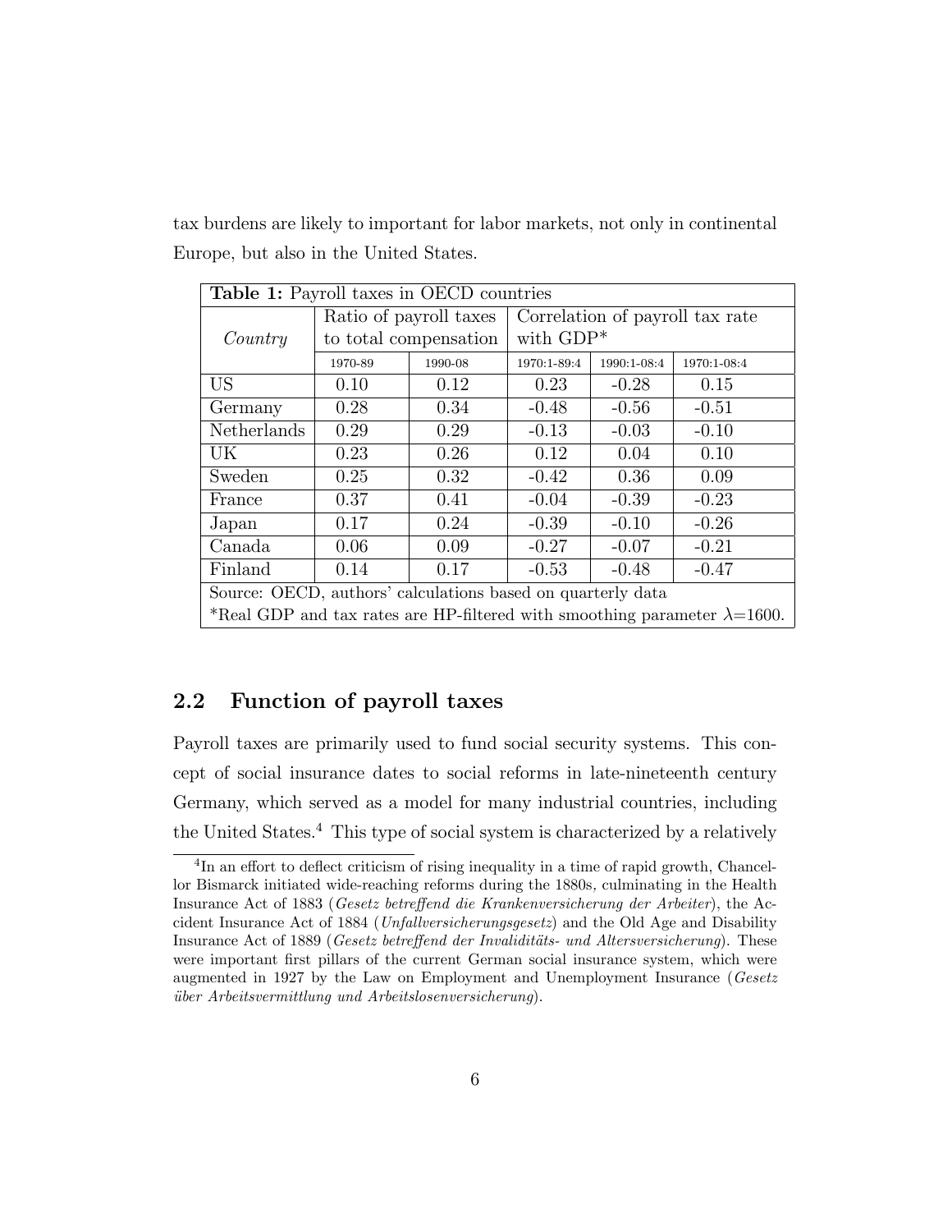tax burdens are likely to important for labor markets, not only in continental Europe, but also in the United States.

**Table 1:** Payroll taxes in OECD countries

| *Country* | Ratio of payroll taxes to total compensation | | Correlation of payroll tax rate with GDP* | | |
|---|---|---|---|---|---|
| | 1970-89 | 1990-08 | 1970:1-89:4 | 1990:1-08:4 | 1970:1-08:4 |
| US | 0.10 | 0.12 | 0.23 | -0.28 | 0.15 |
| Germany | 0.28 | 0.34 | -0.48 | -0.56 | -0.51 |
| Netherlands | 0.29 | 0.29 | -0.13 | -0.03 | -0.10 |
| UK | 0.23 | 0.26 | 0.12 | 0.04 | 0.10 |
| Sweden | 0.25 | 0.32 | -0.42 | 0.36 | 0.09 |
| France | 0.37 | 0.41 | -0.04 | -0.39 | -0.23 |
| Japan | 0.17 | 0.24 | -0.39 | -0.10 | -0.26 |
| Canada | 0.06 | 0.09 | -0.27 | -0.07 | -0.21 |
| Finland | 0.14 | 0.17 | -0.53 | -0.48 | -0.47 |

Source: OECD, authors' calculations based on quarterly data

*Real GDP and tax rates are HP-filtered with smoothing parameter $\lambda$=1600.

## 2.2 Function of payroll taxes

Payroll taxes are primarily used to fund social security systems. This concept of social insurance dates to social reforms in late-nineteenth century Germany, which served as a model for many industrial countries, including the United States.[4] This type of social system is characterized by a relatively

[4] In an effort to deflect criticism of rising inequality in a time of rapid growth, Chancellor Bismarck initiated wide-reaching reforms during the 1880s, culminating in the Health Insurance Act of 1883 (*Gesetz betreffend die Krankenversicherung der Arbeiter*), the Accident Insurance Act of 1884 (*Unfallversicherungsgesetz*) and the Old Age and Disability Insurance Act of 1889 (*Gesetz betreffend der Invaliditäts- und Altersversicherung*). These were important first pillars of the current German social insurance system, which were augmented in 1927 by the Law on Employment and Unemployment Insurance (*Gesetz über Arbeitsvermittlung und Arbeitslosenversicherung*).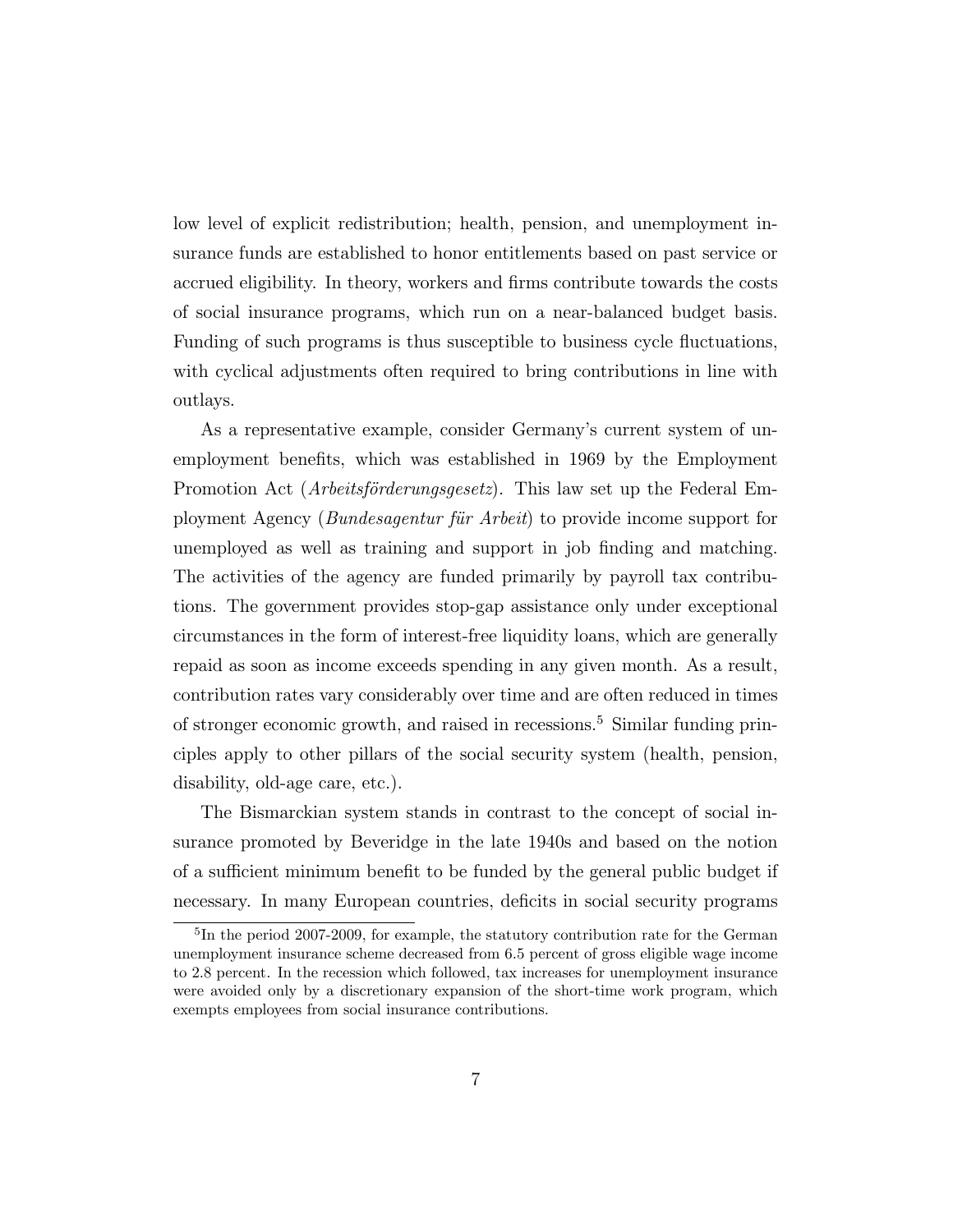low level of explicit redistribution; health, pension, and unemployment insurance funds are established to honor entitlements based on past service or accrued eligibility. In theory, workers and firms contribute towards the costs of social insurance programs, which run on a near-balanced budget basis. Funding of such programs is thus susceptible to business cycle fluctuations, with cyclical adjustments often required to bring contributions in line with outlays.

As a representative example, consider Germany's current system of unemployment benefits, which was established in 1969 by the Employment Promotion Act (*Arbeitsförderungsgesetz*). This law set up the Federal Employment Agency (*Bundesagentur für Arbeit*) to provide income support for unemployed as well as training and support in job finding and matching. The activities of the agency are funded primarily by payroll tax contributions. The government provides stop-gap assistance only under exceptional circumstances in the form of interest-free liquidity loans, which are generally repaid as soon as income exceeds spending in any given month. As a result, contribution rates vary considerably over time and are often reduced in times of stronger economic growth, and raised in recessions.[5] Similar funding principles apply to other pillars of the social security system (health, pension, disability, old-age care, etc.).

The Bismarckian system stands in contrast to the concept of social insurance promoted by Beveridge in the late 1940s and based on the notion of a sufficient minimum benefit to be funded by the general public budget if necessary. In many European countries, deficits in social security programs

[5] In the period 2007-2009, for example, the statutory contribution rate for the German unemployment insurance scheme decreased from 6.5 percent of gross eligible wage income to 2.8 percent. In the recession which followed, tax increases for unemployment insurance were avoided only by a discretionary expansion of the short-time work program, which exempts employees from social insurance contributions.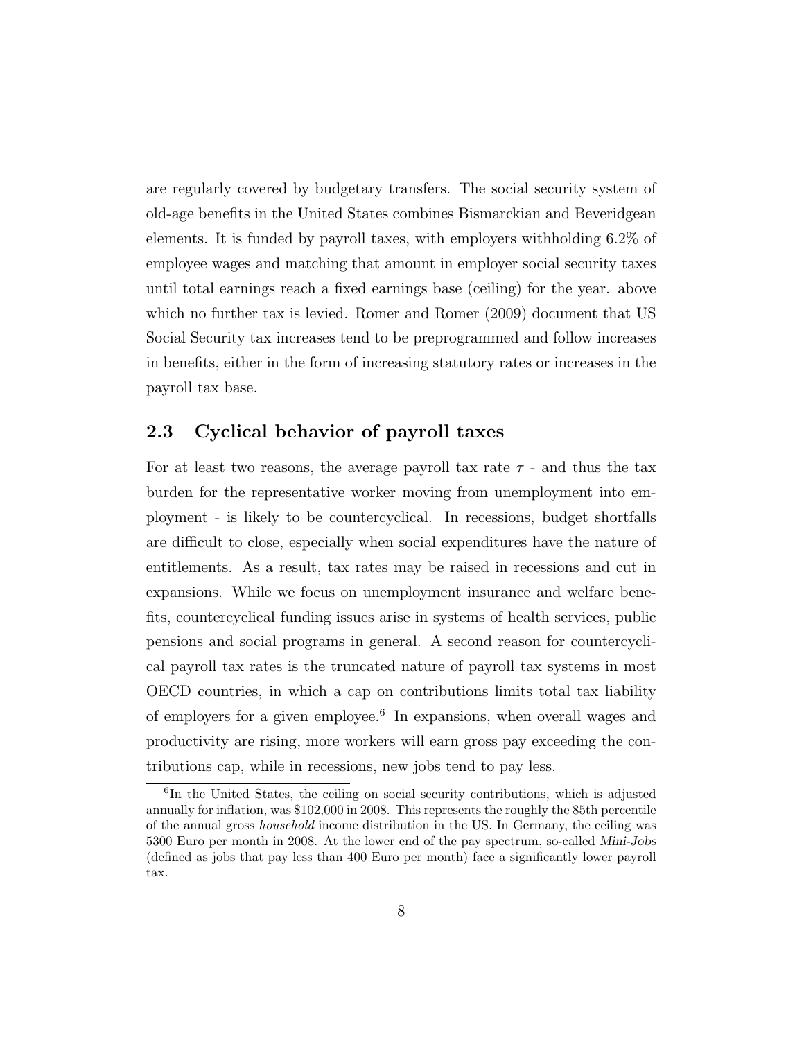are regularly covered by budgetary transfers. The social security system of old-age benefits in the United States combines Bismarckian and Beveridgean elements. It is funded by payroll taxes, with employers withholding 6.2% of employee wages and matching that amount in employer social security taxes until total earnings reach a fixed earnings base (ceiling) for the year. above which no further tax is levied. Romer and Romer (2009) document that US Social Security tax increases tend to be preprogrammed and follow increases in benefits, either in the form of increasing statutory rates or increases in the payroll tax base.

## 2.3 Cyclical behavior of payroll taxes

For at least two reasons, the average payroll tax rate $\tau$ - and thus the tax burden for the representative worker moving from unemployment into employment - is likely to be countercyclical. In recessions, budget shortfalls are difficult to close, especially when social expenditures have the nature of entitlements. As a result, tax rates may be raised in recessions and cut in expansions. While we focus on unemployment insurance and welfare benefits, countercyclical funding issues arise in systems of health services, public pensions and social programs in general. A second reason for countercyclical payroll tax rates is the truncated nature of payroll tax systems in most OECD countries, in which a cap on contributions limits total tax liability of employers for a given employee.[6] In expansions, when overall wages and productivity are rising, more workers will earn gross pay exceeding the contributions cap, while in recessions, new jobs tend to pay less.

[6]In the United States, the ceiling on social security contributions, which is adjusted annually for inflation, was $102,000 in 2008. This represents the roughly the 85th percentile of the annual gross *household* income distribution in the US. In Germany, the ceiling was 5300 Euro per month in 2008. At the lower end of the pay spectrum, so-called *Mini-Jobs* (defined as jobs that pay less than 400 Euro per month) face a significantly lower payroll tax.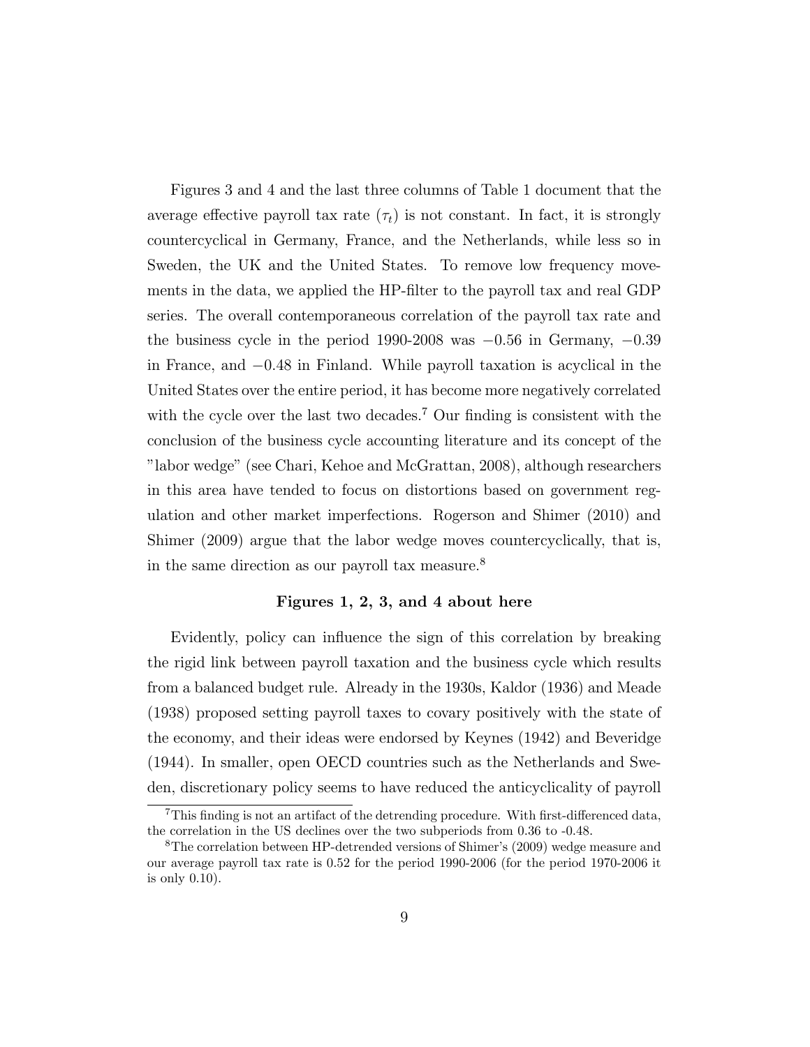Figures 3 and 4 and the last three columns of Table 1 document that the average effective payroll tax rate ($\tau_t$) is not constant. In fact, it is strongly countercyclical in Germany, France, and the Netherlands, while less so in Sweden, the UK and the United States. To remove low frequency movements in the data, we applied the HP-filter to the payroll tax and real GDP series. The overall contemporaneous correlation of the payroll tax rate and the business cycle in the period 1990-2008 was $-0.56$ in Germany, $-0.39$ in France, and $-0.48$ in Finland. While payroll taxation is acyclical in the United States over the entire period, it has become more negatively correlated with the cycle over the last two decades.[7] Our finding is consistent with the conclusion of the business cycle accounting literature and its concept of the "labor wedge" (see Chari, Kehoe and McGrattan, 2008), although researchers in this area have tended to focus on distortions based on government regulation and other market imperfections. Rogerson and Shimer (2010) and Shimer (2009) argue that the labor wedge moves countercyclically, that is, in the same direction as our payroll tax measure.[8]

**Figures 1, 2, 3, and 4 about here**

Evidently, policy can influence the sign of this correlation by breaking the rigid link between payroll taxation and the business cycle which results from a balanced budget rule. Already in the 1930s, Kaldor (1936) and Meade (1938) proposed setting payroll taxes to covary positively with the state of the economy, and their ideas were endorsed by Keynes (1942) and Beveridge (1944). In smaller, open OECD countries such as the Netherlands and Sweden, discretionary policy seems to have reduced the anticyclicality of payroll

[7] This finding is not an artifact of the detrending procedure. With first-differenced data, the correlation in the US declines over the two subperiods from 0.36 to -0.48.

[8] The correlation between HP-detrended versions of Shimer's (2009) wedge measure and our average payroll tax rate is 0.52 for the period 1990-2006 (for the period 1970-2006 it is only 0.10).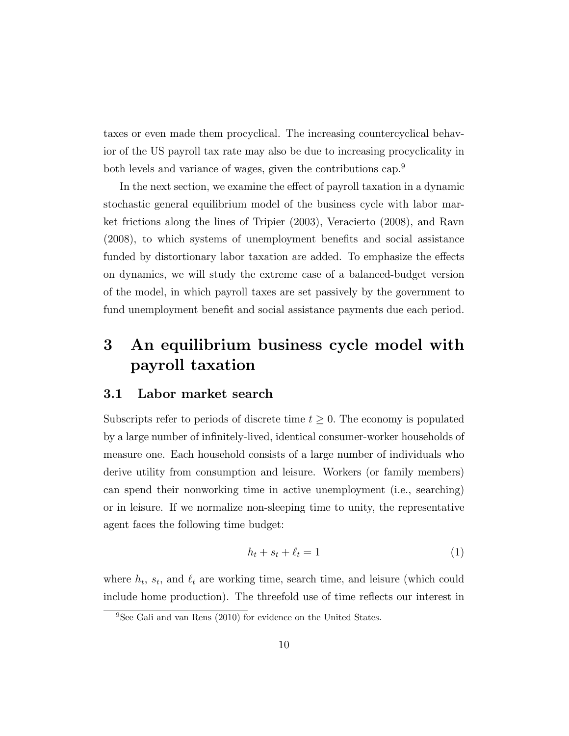taxes or even made them procyclical. The increasing countercyclical behavior of the US payroll tax rate may also be due to increasing procyclicality in both levels and variance of wages, given the contributions cap.[9]

In the next section, we examine the effect of payroll taxation in a dynamic stochastic general equilibrium model of the business cycle with labor market frictions along the lines of Tripier (2003), Veracierto (2008), and Ravn (2008), to which systems of unemployment benefits and social assistance funded by distortionary labor taxation are added. To emphasize the effects on dynamics, we will study the extreme case of a balanced-budget version of the model, in which payroll taxes are set passively by the government to fund unemployment benefit and social assistance payments due each period.

# 3 An equilibrium business cycle model with payroll taxation

## 3.1 Labor market search

Subscripts refer to periods of discrete time $t \geq 0$. The economy is populated by a large number of infinitely-lived, identical consumer-worker households of measure one. Each household consists of a large number of individuals who derive utility from consumption and leisure. Workers (or family members) can spend their nonworking time in active unemployment (i.e., searching) or in leisure. If we normalize non-sleeping time to unity, the representative agent faces the following time budget:

$$h_t + s_t + \ell_t = 1 \tag{1}$$

where $h_t$, $s_t$, and $\ell_t$ are working time, search time, and leisure (which could include home production). The threefold use of time reflects our interest in

[9] See Gali and van Rens (2010) for evidence on the United States.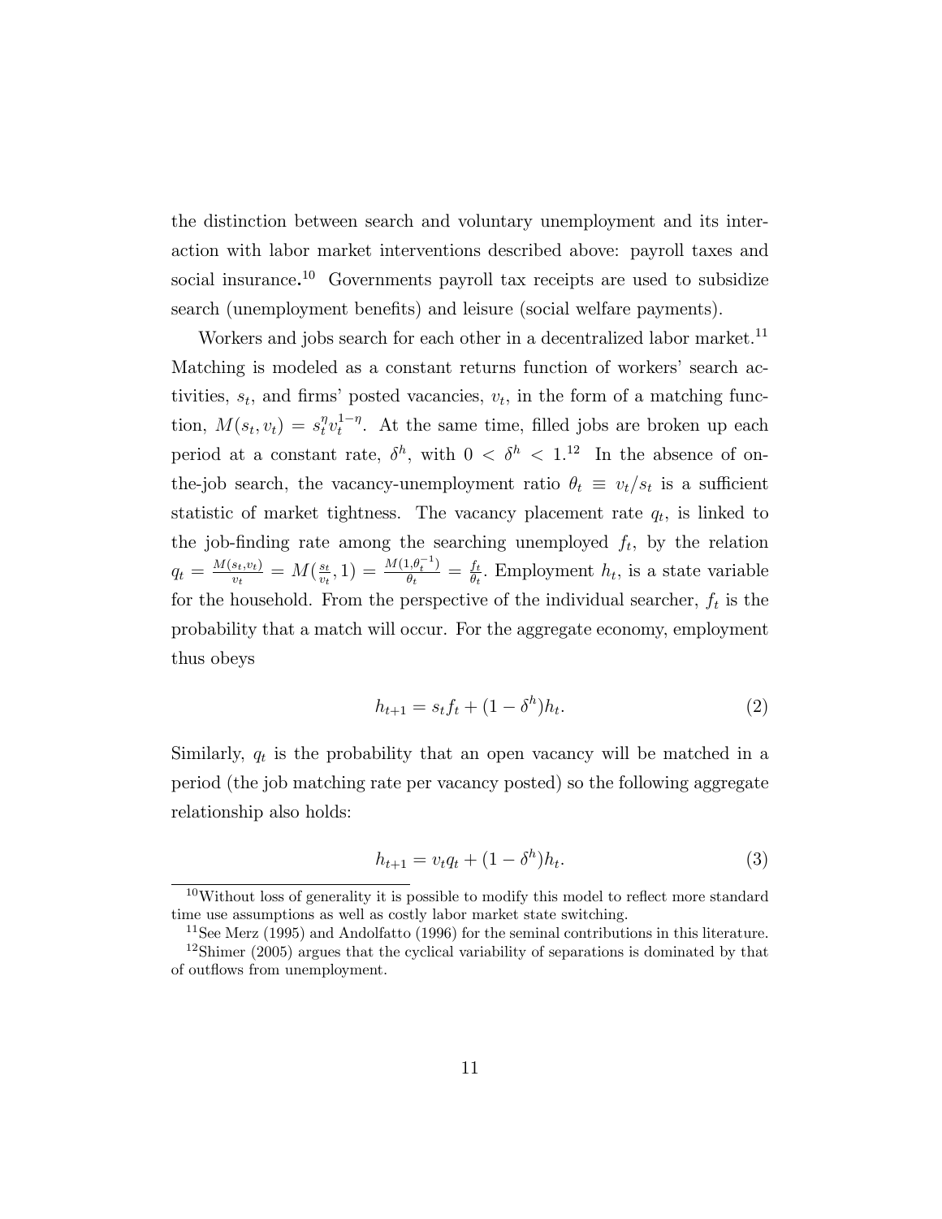the distinction between search and voluntary unemployment and its interaction with labor market interventions described above: payroll taxes and social insurance.[10] Governments payroll tax receipts are used to subsidize search (unemployment benefits) and leisure (social welfare payments).

Workers and jobs search for each other in a decentralized labor market.[11] Matching is modeled as a constant returns function of workers' search activities, $s_t$, and firms' posted vacancies, $v_t$, in the form of a matching function, $M(s_t, v_t) = s_t^{\eta} v_t^{1-\eta}$. At the same time, filled jobs are broken up each period at a constant rate, $\delta^h$, with $0 < \delta^h < 1$.[12] In the absence of on-the-job search, the vacancy-unemployment ratio $\theta_t \equiv v_t/s_t$ is a sufficient statistic of market tightness. The vacancy placement rate $q_t$, is linked to the job-finding rate among the searching unemployed $f_t$, by the relation $q_t = \frac{M(s_t,v_t)}{v_t} = M(\frac{s_t}{v_t}, 1) = \frac{M(1,\theta_t^{-1})}{\theta_t} = \frac{f_t}{\theta_t}$. Employment $h_t$, is a state variable for the household. From the perspective of the individual searcher, $f_t$ is the probability that a match will occur. For the aggregate economy, employment thus obeys

$$h_{t+1} = s_t f_t + (1 - \delta^h) h_t. \tag{2}$$

Similarly, $q_t$ is the probability that an open vacancy will be matched in a period (the job matching rate per vacancy posted) so the following aggregate relationship also holds:

$$h_{t+1} = v_t q_t + (1 - \delta^h) h_t. \tag{3}$$

[10] Without loss of generality it is possible to modify this model to reflect more standard time use assumptions as well as costly labor market state switching.

[11] See Merz (1995) and Andolfatto (1996) for the seminal contributions in this literature.

[12] Shimer (2005) argues that the cyclical variability of separations is dominated by that of outflows from unemployment.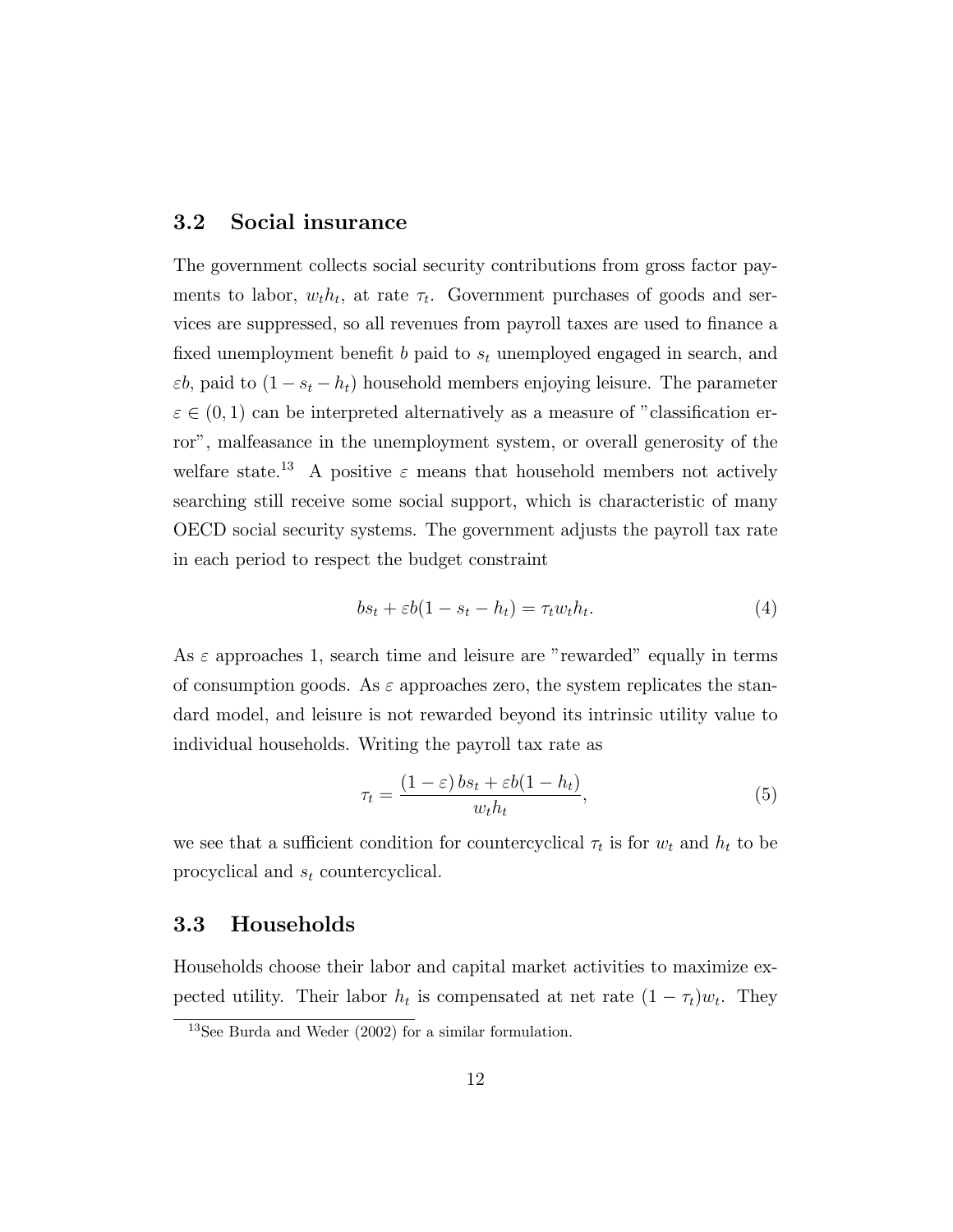## 3.2 Social insurance

The government collects social security contributions from gross factor payments to labor, $w_t h_t$, at rate $\tau_t$. Government purchases of goods and services are suppressed, so all revenues from payroll taxes are used to finance a fixed unemployment benefit $b$ paid to $s_t$ unemployed engaged in search, and $\varepsilon b$, paid to $(1 - s_t - h_t)$ household members enjoying leisure. The parameter $\varepsilon \in (0, 1)$ can be interpreted alternatively as a measure of "classification error", malfeasance in the unemployment system, or overall generosity of the welfare state.[13] A positive $\varepsilon$ means that household members not actively searching still receive some social support, which is characteristic of many OECD social security systems. The government adjusts the payroll tax rate in each period to respect the budget constraint

$$bs_t + \varepsilon b(1 - s_t - h_t) = \tau_t w_t h_t. \tag{4}$$

As $\varepsilon$ approaches 1, search time and leisure are "rewarded" equally in terms of consumption goods. As $\varepsilon$ approaches zero, the system replicates the standard model, and leisure is not rewarded beyond its intrinsic utility value to individual households. Writing the payroll tax rate as

$$\tau_t = \frac{(1 - \varepsilon)\, bs_t + \varepsilon b(1 - h_t)}{w_t h_t}, \tag{5}$$

we see that a sufficient condition for countercyclical $\tau_t$ is for $w_t$ and $h_t$ to be procyclical and $s_t$ countercyclical.

## 3.3 Households

Households choose their labor and capital market activities to maximize expected utility. Their labor $h_t$ is compensated at net rate $(1 - \tau_t)w_t$. They

[13] See Burda and Weder (2002) for a similar formulation.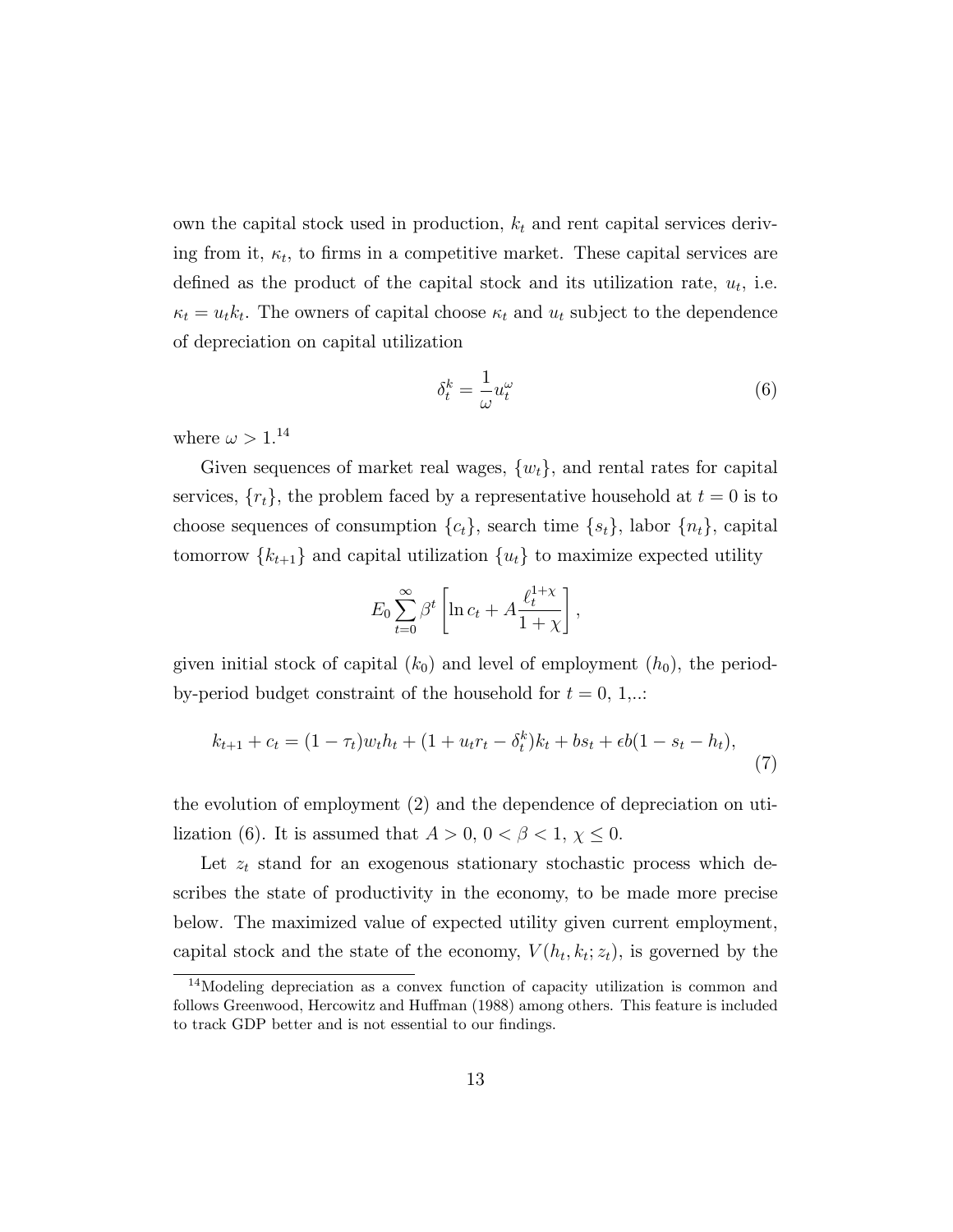own the capital stock used in production, $k_t$ and rent capital services deriving from it, $\kappa_t$, to firms in a competitive market. These capital services are defined as the product of the capital stock and its utilization rate, $u_t$, i.e. $\kappa_t = u_t k_t$. The owners of capital choose $\kappa_t$ and $u_t$ subject to the dependence of depreciation on capital utilization

$$\delta_t^k = \frac{1}{\omega} u_t^{\omega} \tag{6}$$

where $\omega > 1$.[14]

Given sequences of market real wages, $\{w_t\}$, and rental rates for capital services, $\{r_t\}$, the problem faced by a representative household at $t = 0$ is to choose sequences of consumption $\{c_t\}$, search time $\{s_t\}$, labor $\{n_t\}$, capital tomorrow $\{k_{t+1}\}$ and capital utilization $\{u_t\}$ to maximize expected utility

$$E_0 \sum_{t=0}^{\infty} \beta^t \left[ \ln c_t + A \frac{\ell_t^{1+\chi}}{1+\chi} \right],$$

given initial stock of capital ($k_0$) and level of employment ($h_0$), the period-by-period budget constraint of the household for $t = 0, 1,..$:

$$k_{t+1} + c_t = (1 - \tau_t) w_t h_t + (1 + u_t r_t - \delta_t^k) k_t + b s_t + \epsilon b (1 - s_t - h_t), \tag{7}$$

the evolution of employment (2) and the dependence of depreciation on utilization (6). It is assumed that $A > 0$, $0 < \beta < 1$, $\chi \leq 0$.

Let $z_t$ stand for an exogenous stationary stochastic process which describes the state of productivity in the economy, to be made more precise below. The maximized value of expected utility given current employment, capital stock and the state of the economy, $V(h_t, k_t; z_t)$, is governed by the

[14] Modeling depreciation as a convex function of capacity utilization is common and follows Greenwood, Hercowitz and Huffman (1988) among others. This feature is included to track GDP better and is not essential to our findings.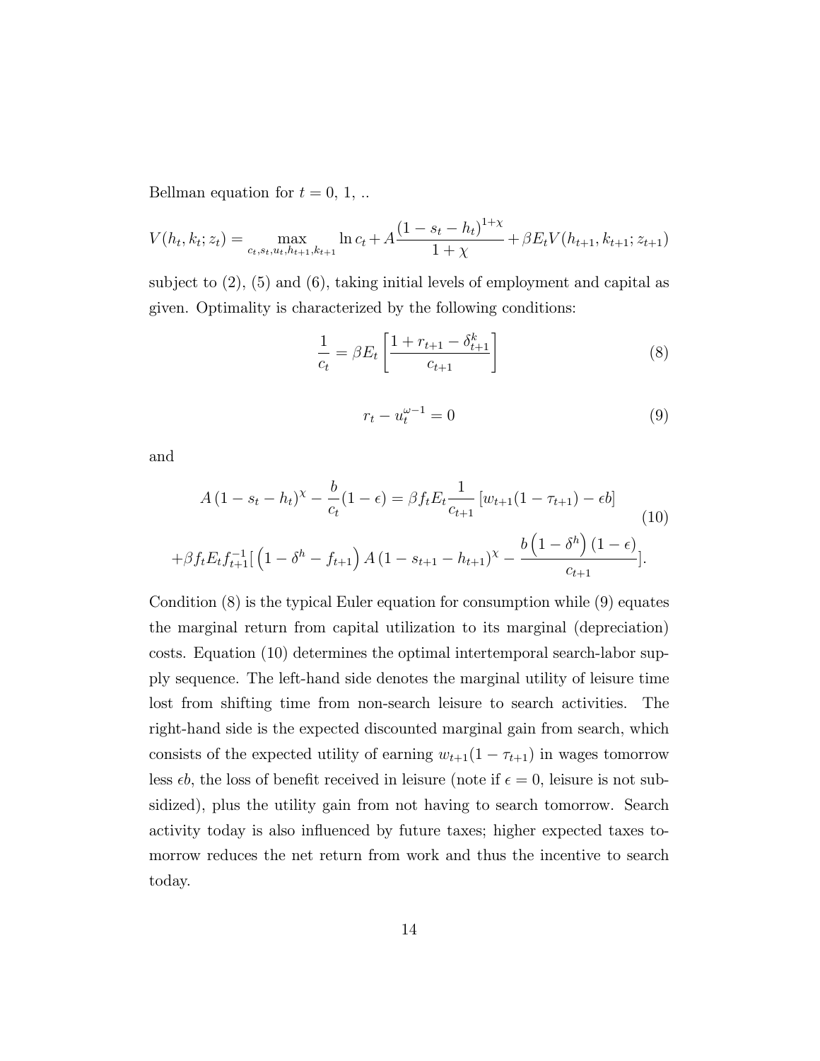Bellman equation for $t = 0, 1, ..$

$$V(h_t, k_t; z_t) = \max_{c_t, s_t, u_t, h_{t+1}, k_{t+1}} \ln c_t + A\frac{(1 - s_t - h_t)^{1+\chi}}{1+\chi} + \beta E_t V(h_{t+1}, k_{t+1}; z_{t+1})$$

subject to (2), (5) and (6), taking initial levels of employment and capital as given. Optimality is characterized by the following conditions:

$$\frac{1}{c_t} = \beta E_t \left[ \frac{1 + r_{t+1} - \delta^k_{t+1}}{c_{t+1}} \right] \tag{8}$$

$$r_t - u_t^{\omega - 1} = 0 \tag{9}$$

and

$$\begin{aligned} A(1 - s_t - h_t)^{\chi} - \frac{b}{c_t}(1 - \epsilon) &= \beta f_t E_t \frac{1}{c_{t+1}} \left[ w_{t+1}(1 - \tau_{t+1}) - \epsilon b \right] \\ +\beta f_t E_t f_{t+1}^{-1} \Big[ \left(1 - \delta^h - f_{t+1}\right) A (1 - s_{t+1} - h_{t+1})^{\chi} &- \frac{b\left(1 - \delta^h\right)(1 - \epsilon)}{c_{t+1}} \Big]. \end{aligned} \tag{10}$$

Condition (8) is the typical Euler equation for consumption while (9) equates the marginal return from capital utilization to its marginal (depreciation) costs. Equation (10) determines the optimal intertemporal search-labor supply sequence. The left-hand side denotes the marginal utility of leisure time lost from shifting time from non-search leisure to search activities. The right-hand side is the expected discounted marginal gain from search, which consists of the expected utility of earning $w_{t+1}(1 - \tau_{t+1})$ in wages tomorrow less $\epsilon b$, the loss of benefit received in leisure (note if $\epsilon = 0$, leisure is not subsidized), plus the utility gain from not having to search tomorrow. Search activity today is also influenced by future taxes; higher expected taxes tomorrow reduces the net return from work and thus the incentive to search today.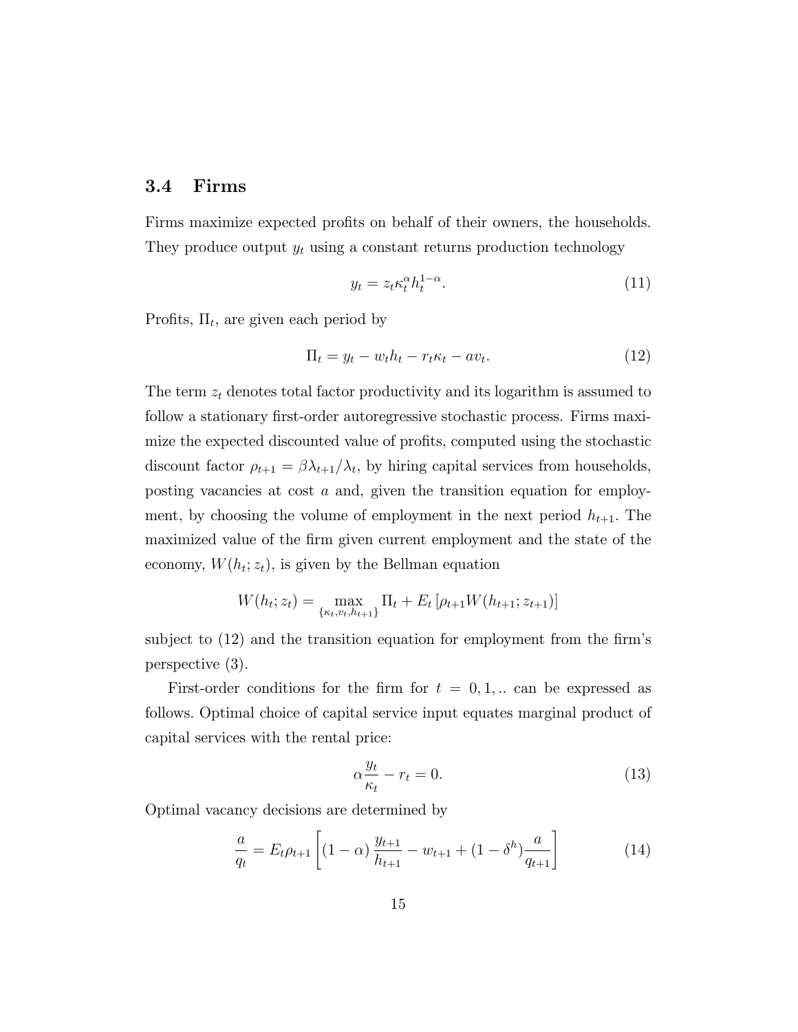### 3.4 Firms

Firms maximize expected profits on behalf of their owners, the households. They produce output $y_t$ using a constant returns production technology

$$y_t = z_t \kappa_t^{\alpha} h_t^{1-\alpha}. \tag{11}$$

Profits, $\Pi_t$, are given each period by

$$\Pi_t = y_t - w_t h_t - r_t \kappa_t - a v_t. \tag{12}$$

The term $z_t$ denotes total factor productivity and its logarithm is assumed to follow a stationary first-order autoregressive stochastic process. Firms maximize the expected discounted value of profits, computed using the stochastic discount factor $\rho_{t+1} = \beta \lambda_{t+1}/\lambda_t$, by hiring capital services from households, posting vacancies at cost $a$ and, given the transition equation for employment, by choosing the volume of employment in the next period $h_{t+1}$. The maximized value of the firm given current employment and the state of the economy, $W(h_t; z_t)$, is given by the Bellman equation

$$W(h_t; z_t) = \max_{\{\kappa_t, v_t, h_{t+1}\}} \Pi_t + E_t \left[ \rho_{t+1} W(h_{t+1}; z_{t+1}) \right]$$

subject to (12) and the transition equation for employment from the firm's perspective (3).

First-order conditions for the firm for $t = 0, 1, ..$ can be expressed as follows. Optimal choice of capital service input equates marginal product of capital services with the rental price:

$$\alpha \frac{y_t}{\kappa_t} - r_t = 0. \tag{13}$$

Optimal vacancy decisions are determined by

$$\frac{a}{q_t} = E_t \rho_{t+1} \left[ (1-\alpha) \frac{y_{t+1}}{h_{t+1}} - w_{t+1} + (1-\delta^h) \frac{a}{q_{t+1}} \right] \tag{14}$$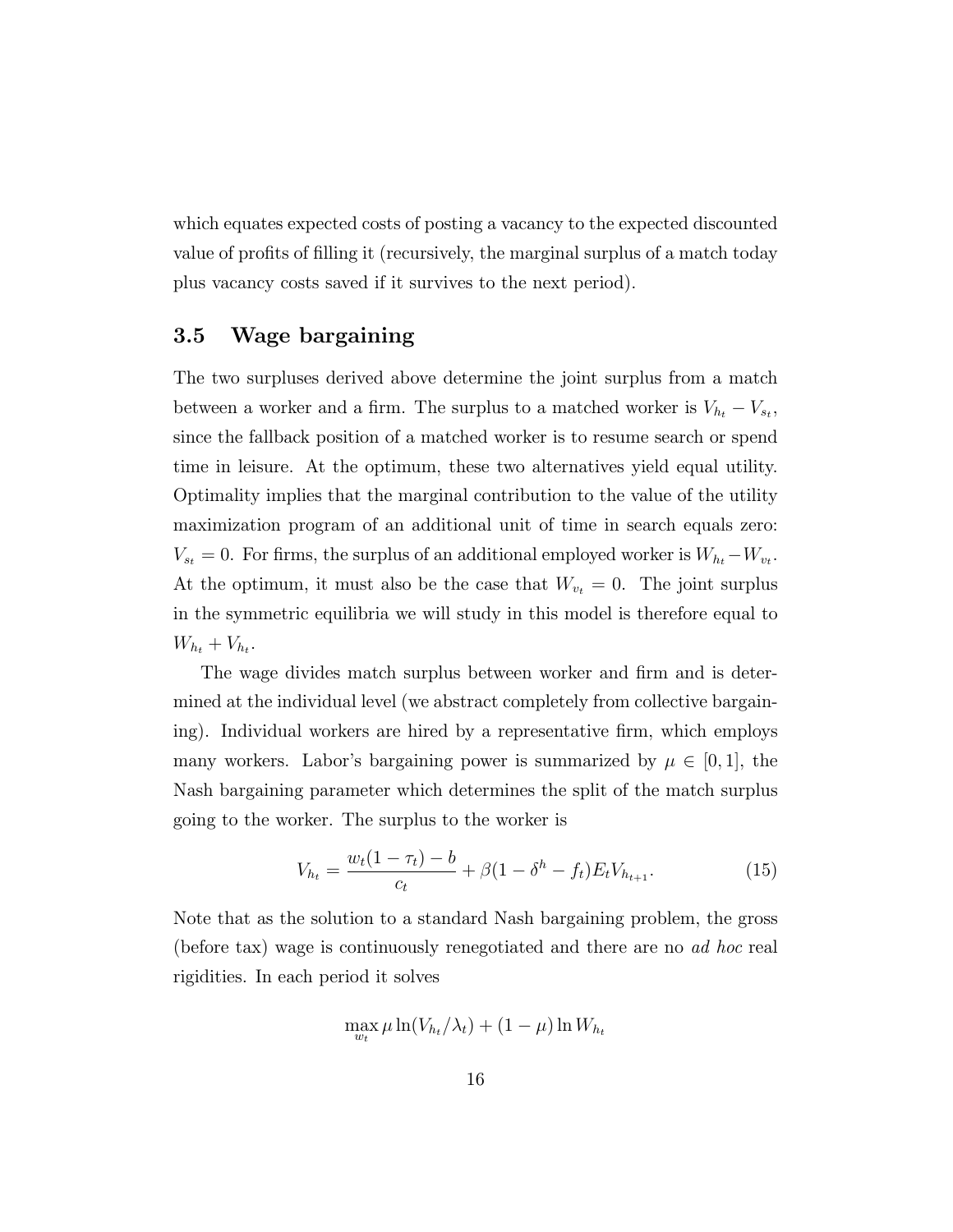which equates expected costs of posting a vacancy to the expected discounted value of profits of filling it (recursively, the marginal surplus of a match today plus vacancy costs saved if it survives to the next period).

### 3.5 Wage bargaining

The two surpluses derived above determine the joint surplus from a match between a worker and a firm. The surplus to a matched worker is $V_{h_t} - V_{s_t}$, since the fallback position of a matched worker is to resume search or spend time in leisure. At the optimum, these two alternatives yield equal utility. Optimality implies that the marginal contribution to the value of the utility maximization program of an additional unit of time in search equals zero: $V_{s_t} = 0$. For firms, the surplus of an additional employed worker is $W_{h_t} - W_{v_t}$. At the optimum, it must also be the case that $W_{v_t} = 0$. The joint surplus in the symmetric equilibria we will study in this model is therefore equal to $W_{h_t} + V_{h_t}$.

The wage divides match surplus between worker and firm and is determined at the individual level (we abstract completely from collective bargaining). Individual workers are hired by a representative firm, which employs many workers. Labor's bargaining power is summarized by $\mu \in [0, 1]$, the Nash bargaining parameter which determines the split of the match surplus going to the worker. The surplus to the worker is

$$V_{h_t} = \frac{w_t(1 - \tau_t) - b}{c_t} + \beta(1 - \delta^h - f_t) E_t V_{h_{t+1}}. \tag{15}$$

Note that as the solution to a standard Nash bargaining problem, the gross (before tax) wage is continuously renegotiated and there are no *ad hoc* real rigidities. In each period it solves

$$\max_{w_t} \mu \ln(V_{h_t}/\lambda_t) + (1 - \mu) \ln W_{h_t}$$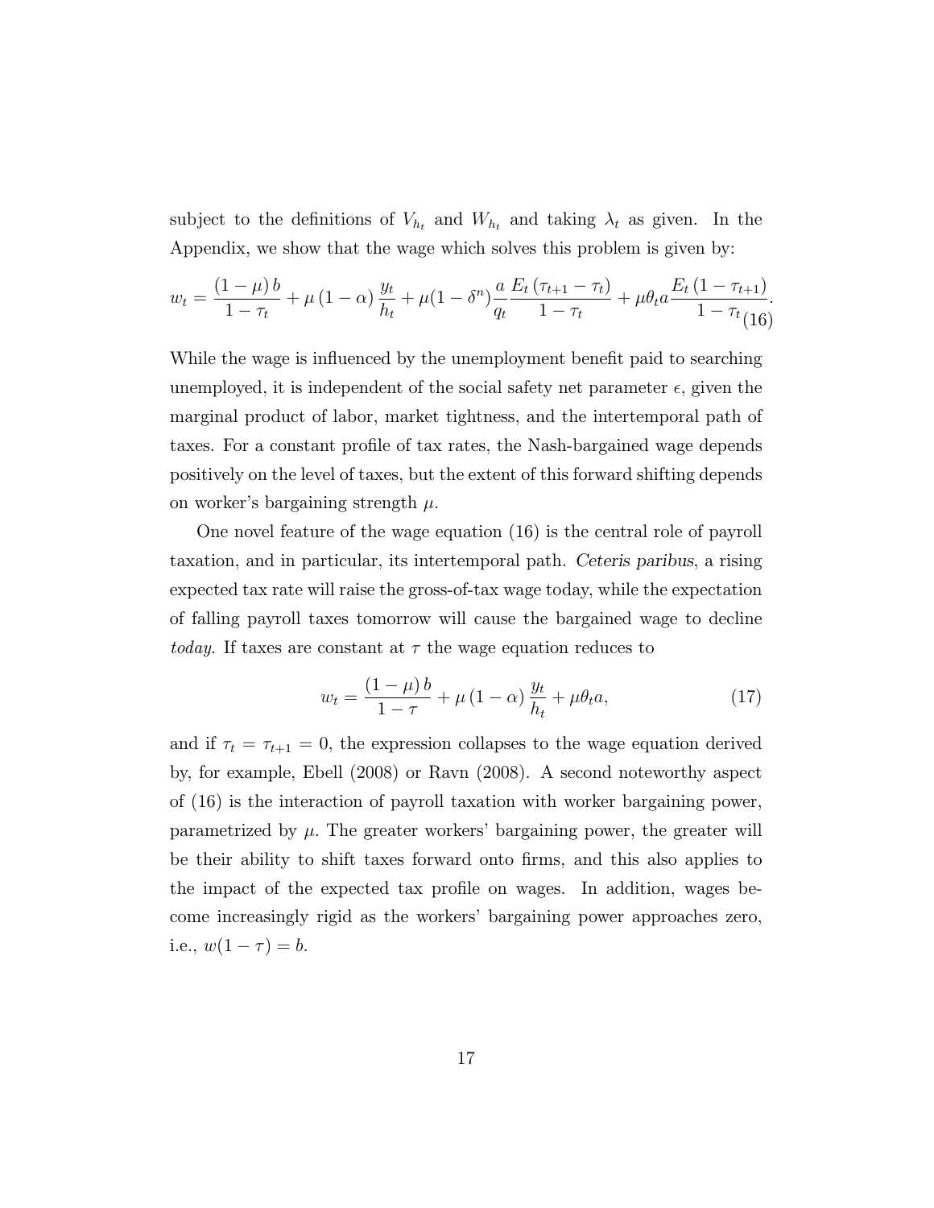subject to the definitions of $V_{h_t}$ and $W_{h_t}$ and taking $\lambda_t$ as given. In the Appendix, we show that the wage which solves this problem is given by:

$$w_t = \frac{(1-\mu)\,b}{1-\tau_t} + \mu\,(1-\alpha)\,\frac{y_t}{h_t} + \mu(1-\delta^n)\frac{a}{q_t}\frac{E_t\,(\tau_{t+1}-\tau_t)}{1-\tau_t} + \mu\theta_t a\frac{E_t\,(1-\tau_{t+1})}{1-\tau_t}. \tag{16}$$

While the wage is influenced by the unemployment benefit paid to searching unemployed, it is independent of the social safety net parameter $\epsilon$, given the marginal product of labor, market tightness, and the intertemporal path of taxes. For a constant profile of tax rates, the Nash-bargained wage depends positively on the level of taxes, but the extent of this forward shifting depends on worker's bargaining strength $\mu$.

One novel feature of the wage equation (16) is the central role of payroll taxation, and in particular, its intertemporal path. *Ceteris paribus*, a rising expected tax rate will raise the gross-of-tax wage today, while the expectation of falling payroll taxes tomorrow will cause the bargained wage to decline *today*. If taxes are constant at $\tau$ the wage equation reduces to

$$w_t = \frac{(1-\mu)\,b}{1-\tau} + \mu\,(1-\alpha)\,\frac{y_t}{h_t} + \mu\theta_t a, \tag{17}$$

and if $\tau_t = \tau_{t+1} = 0$, the expression collapses to the wage equation derived by, for example, Ebell (2008) or Ravn (2008). A second noteworthy aspect of (16) is the interaction of payroll taxation with worker bargaining power, parametrized by $\mu$. The greater workers' bargaining power, the greater will be their ability to shift taxes forward onto firms, and this also applies to the impact of the expected tax profile on wages. In addition, wages become increasingly rigid as the workers' bargaining power approaches zero, i.e., $w(1-\tau) = b$.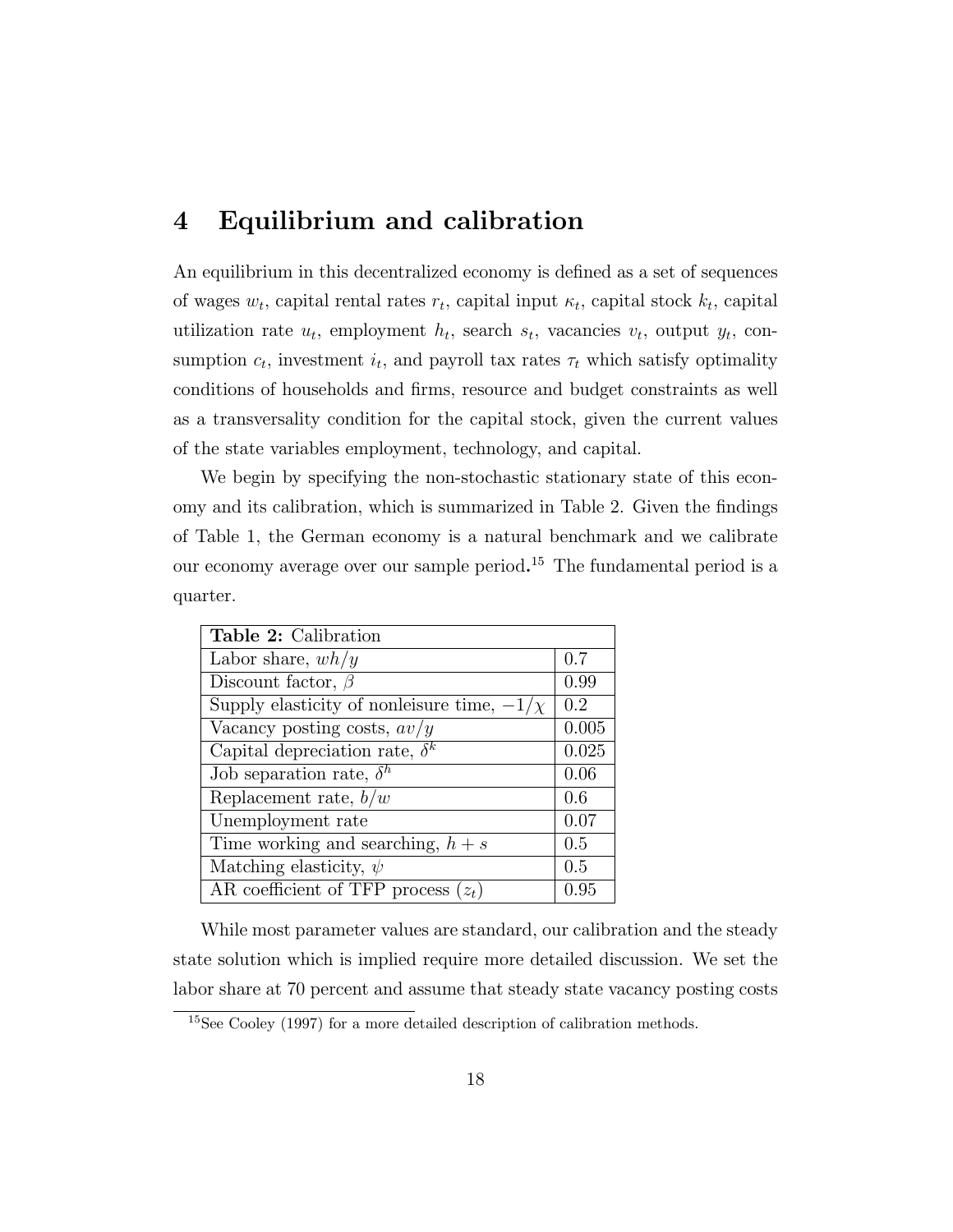# 4 Equilibrium and calibration

An equilibrium in this decentralized economy is defined as a set of sequences of wages $w_t$, capital rental rates $r_t$, capital input $\kappa_t$, capital stock $k_t$, capital utilization rate $u_t$, employment $h_t$, search $s_t$, vacancies $v_t$, output $y_t$, consumption $c_t$, investment $i_t$, and payroll tax rates $\tau_t$ which satisfy optimality conditions of households and firms, resource and budget constraints as well as a transversality condition for the capital stock, given the current values of the state variables employment, technology, and capital.

We begin by specifying the non-stochastic stationary state of this economy and its calibration, which is summarized in Table 2. Given the findings of Table 1, the German economy is a natural benchmark and we calibrate our economy average over our sample period.[15] The fundamental period is a quarter.

| **Table 2:** Calibration | |
|---|---|
| Labor share, $wh/y$ | 0.7 |
| Discount factor, $\beta$ | 0.99 |
| Supply elasticity of nonleisure time, $-1/\chi$ | 0.2 |
| Vacancy posting costs, $av/y$ | 0.005 |
| Capital depreciation rate, $\delta^k$ | 0.025 |
| Job separation rate, $\delta^h$ | 0.06 |
| Replacement rate, $b/w$ | 0.6 |
| Unemployment rate | 0.07 |
| Time working and searching, $h + s$ | 0.5 |
| Matching elasticity, $\psi$ | 0.5 |
| AR coefficient of TFP process ($z_t$) | 0.95 |

While most parameter values are standard, our calibration and the steady state solution which is implied require more detailed discussion. We set the labor share at 70 percent and assume that steady state vacancy posting costs

[15] See Cooley (1997) for a more detailed description of calibration methods.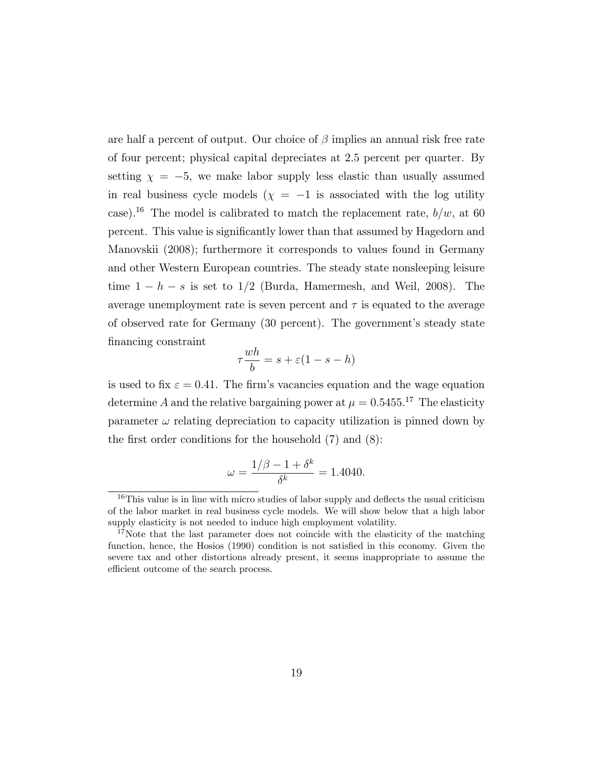are half a percent of output. Our choice of $\beta$ implies an annual risk free rate of four percent; physical capital depreciates at 2.5 percent per quarter. By setting $\chi = -5$, we make labor supply less elastic than usually assumed in real business cycle models ($\chi = -1$ is associated with the log utility case).[16] The model is calibrated to match the replacement rate, $b/w$, at 60 percent. This value is significantly lower than that assumed by Hagedorn and Manovskii (2008); furthermore it corresponds to values found in Germany and other Western European countries. The steady state nonsleeping leisure time $1 - h - s$ is set to $1/2$ (Burda, Hamermesh, and Weil, 2008). The average unemployment rate is seven percent and $\tau$ is equated to the average of observed rate for Germany (30 percent). The government's steady state financing constraint

$$\tau \frac{wh}{b} = s + \varepsilon(1 - s - h)$$

is used to fix $\varepsilon = 0.41$. The firm's vacancies equation and the wage equation determine $A$ and the relative bargaining power at $\mu = 0.5455$.[17] The elasticity parameter $\omega$ relating depreciation to capacity utilization is pinned down by the first order conditions for the household (7) and (8):

$$\omega = \frac{1/\beta - 1 + \delta^k}{\delta^k} = 1.4040.$$

[16] This value is in line with micro studies of labor supply and deflects the usual criticism of the labor market in real business cycle models. We will show below that a high labor supply elasticity is not needed to induce high employment volatility.

[17] Note that the last parameter does not coincide with the elasticity of the matching function, hence, the Hosios (1990) condition is not satisfied in this economy. Given the severe tax and other distortions already present, it seems inappropriate to assume the efficient outcome of the search process.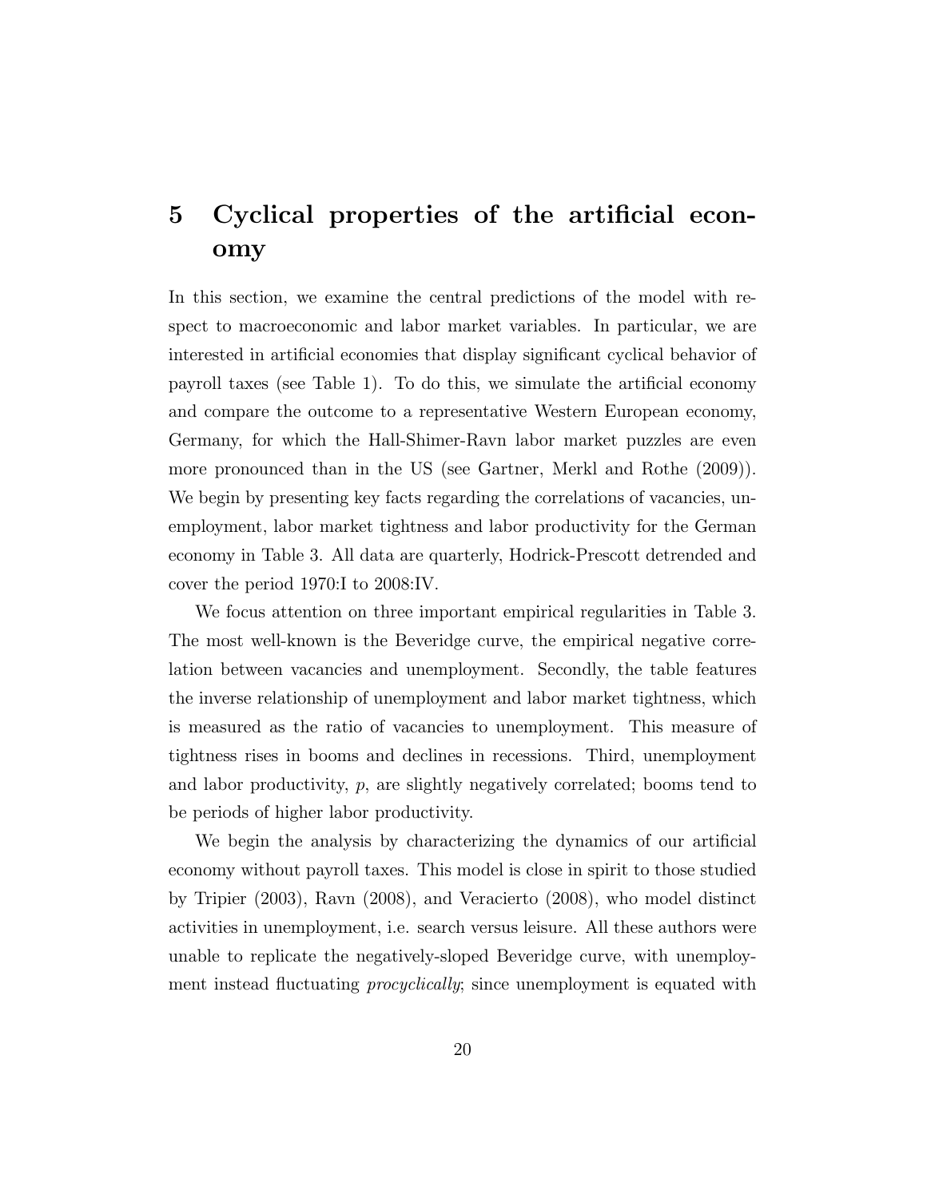# 5 Cyclical properties of the artificial economy

In this section, we examine the central predictions of the model with respect to macroeconomic and labor market variables. In particular, we are interested in artificial economies that display significant cyclical behavior of payroll taxes (see Table 1). To do this, we simulate the artificial economy and compare the outcome to a representative Western European economy, Germany, for which the Hall-Shimer-Ravn labor market puzzles are even more pronounced than in the US (see Gartner, Merkl and Rothe (2009)). We begin by presenting key facts regarding the correlations of vacancies, unemployment, labor market tightness and labor productivity for the German economy in Table 3. All data are quarterly, Hodrick-Prescott detrended and cover the period 1970:I to 2008:IV.

We focus attention on three important empirical regularities in Table 3. The most well-known is the Beveridge curve, the empirical negative correlation between vacancies and unemployment. Secondly, the table features the inverse relationship of unemployment and labor market tightness, which is measured as the ratio of vacancies to unemployment. This measure of tightness rises in booms and declines in recessions. Third, unemployment and labor productivity, $p$, are slightly negatively correlated; booms tend to be periods of higher labor productivity.

We begin the analysis by characterizing the dynamics of our artificial economy without payroll taxes. This model is close in spirit to those studied by Tripier (2003), Ravn (2008), and Veracierto (2008), who model distinct activities in unemployment, i.e. search versus leisure. All these authors were unable to replicate the negatively-sloped Beveridge curve, with unemployment instead fluctuating *procyclically*; since unemployment is equated with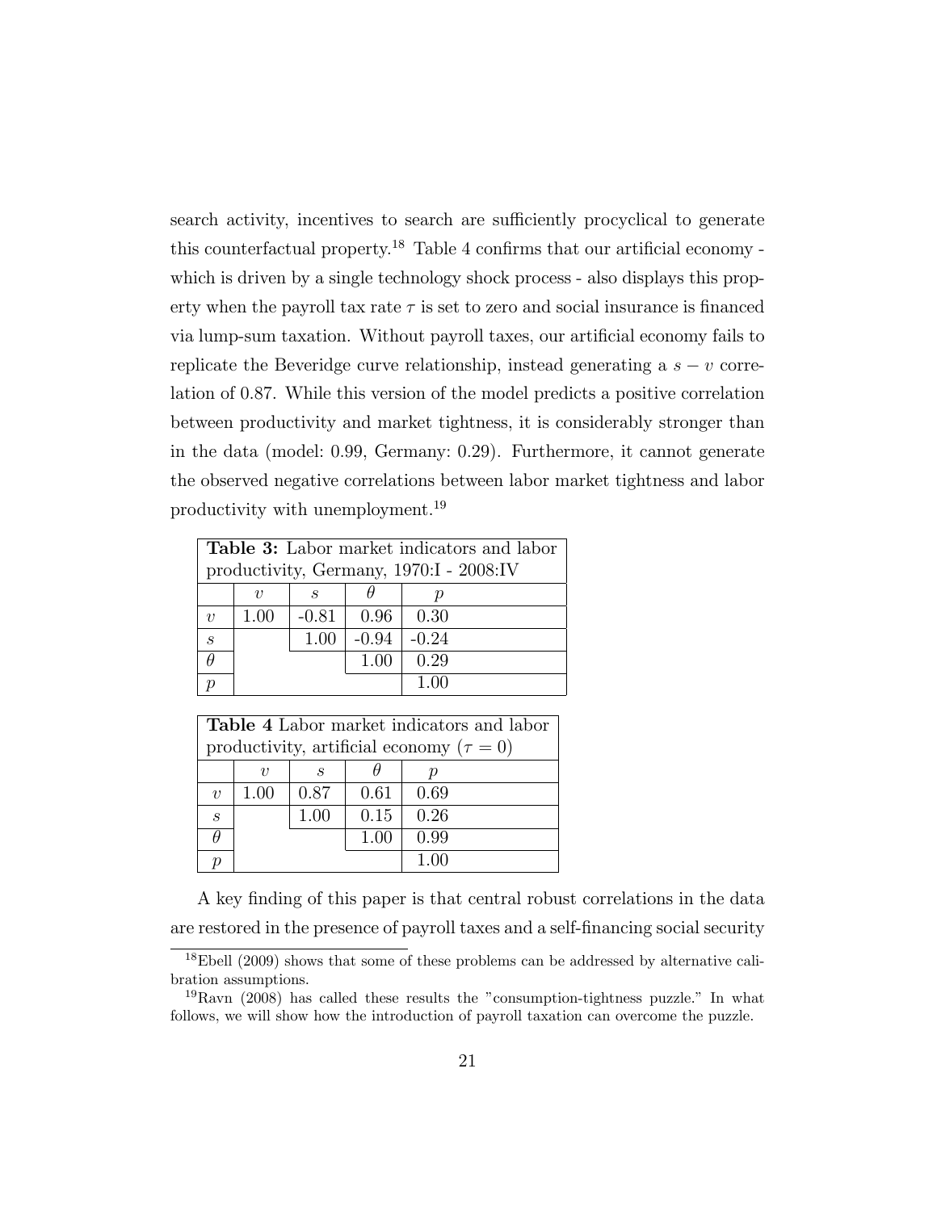search activity, incentives to search are sufficiently procyclical to generate this counterfactual property.[18] Table 4 confirms that our artificial economy - which is driven by a single technology shock process - also displays this property when the payroll tax rate $\tau$ is set to zero and social insurance is financed via lump-sum taxation. Without payroll taxes, our artificial economy fails to replicate the Beveridge curve relationship, instead generating a $s-v$ correlation of 0.87. While this version of the model predicts a positive correlation between productivity and market tightness, it is considerably stronger than in the data (model: 0.99, Germany: 0.29). Furthermore, it cannot generate the observed negative correlations between labor market tightness and labor productivity with unemployment.[19]

**Table 3:** Labor market indicators and labor productivity, Germany, 1970:I - 2008:IV

| | $v$ | $s$ | $\theta$ | $p$ |
|---|---|---|---|---|
| $v$ | 1.00 | -0.81 | 0.96 | 0.30 |
| $s$ | | 1.00 | -0.94 | -0.24 |
| $\theta$ | | | 1.00 | 0.29 |
| $p$ | | | | 1.00 |

**Table 4** Labor market indicators and labor productivity, artificial economy ($\tau = 0$)

| | $v$ | $s$ | $\theta$ | $p$ |
|---|---|---|---|---|
| $v$ | 1.00 | 0.87 | 0.61 | 0.69 |
| $s$ | | 1.00 | 0.15 | 0.26 |
| $\theta$ | | | 1.00 | 0.99 |
| $p$ | | | | 1.00 |

A key finding of this paper is that central robust correlations in the data are restored in the presence of payroll taxes and a self-financing social security

[18] Ebell (2009) shows that some of these problems can be addressed by alternative calibration assumptions.

[19] Ravn (2008) has called these results the "consumption-tightness puzzle." In what follows, we will show how the introduction of payroll taxation can overcome the puzzle.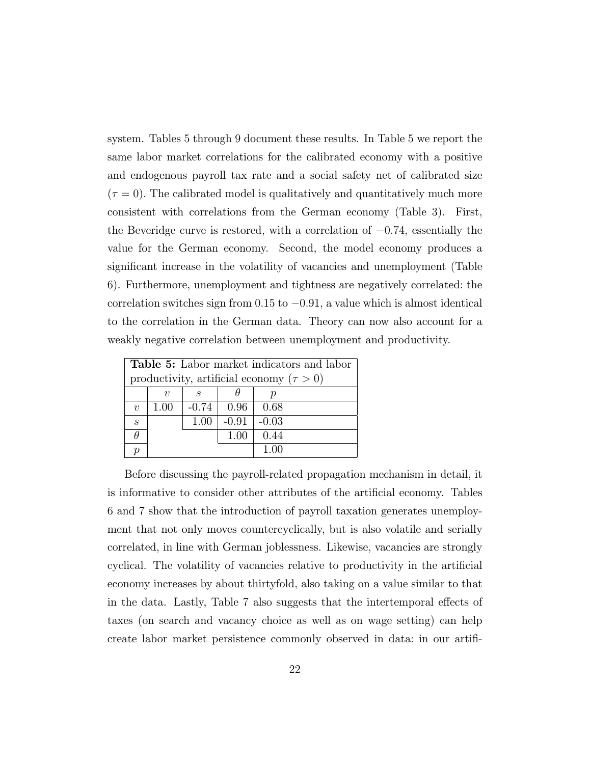system. Tables 5 through 9 document these results. In Table 5 we report the same labor market correlations for the calibrated economy with a positive and endogenous payroll tax rate and a social safety net of calibrated size ($\tau = 0$). The calibrated model is qualitatively and quantitatively much more consistent with correlations from the German economy (Table 3). First, the Beveridge curve is restored, with a correlation of $-0.74$, essentially the value for the German economy. Second, the model economy produces a significant increase in the volatility of vacancies and unemployment (Table 6). Furthermore, unemployment and tightness are negatively correlated: the correlation switches sign from 0.15 to $-0.91$, a value which is almost identical to the correlation in the German data. Theory can now also account for a weakly negative correlation between unemployment and productivity.

**Table 5:** Labor market indicators and labor productivity, artificial economy ($\tau > 0$)

| | $v$ | $s$ | $\theta$ | $p$ |
|---|---|---|---|---|
| $v$ | 1.00 | -0.74 | 0.96 | 0.68 |
| $s$ | | 1.00 | -0.91 | -0.03 |
| $\theta$ | | | 1.00 | 0.44 |
| $p$ | | | | 1.00 |

Before discussing the payroll-related propagation mechanism in detail, it is informative to consider other attributes of the artificial economy. Tables 6 and 7 show that the introduction of payroll taxation generates unemployment that not only moves countercyclically, but is also volatile and serially correlated, in line with German joblessness. Likewise, vacancies are strongly cyclical. The volatility of vacancies relative to productivity in the artificial economy increases by about thirtyfold, also taking on a value similar to that in the data. Lastly, Table 7 also suggests that the intertemporal effects of taxes (on search and vacancy choice as well as on wage setting) can help create labor market persistence commonly observed in data: in our artifi-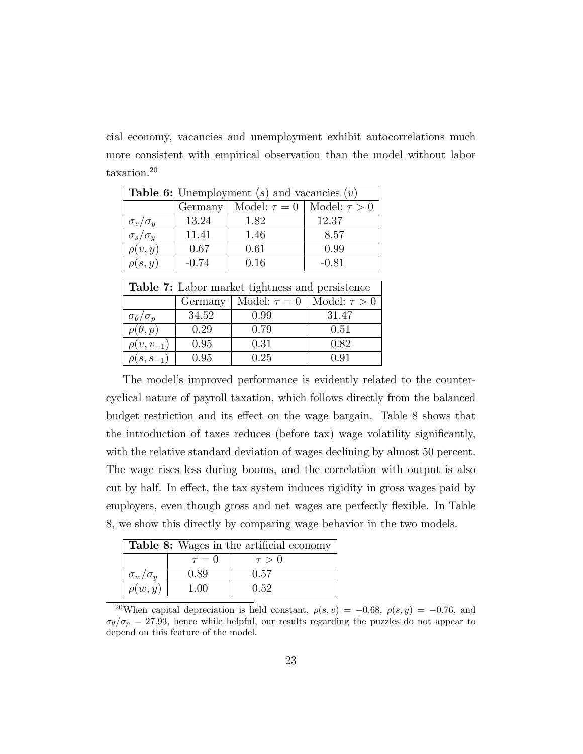cial economy, vacancies and unemployment exhibit autocorrelations much more consistent with empirical observation than the model without labor taxation.[20]

| **Table 6:** Unemployment ($s$) and vacancies ($v$) | | | |
|---|---|---|---|
| | Germany | Model: $\tau = 0$ | Model: $\tau > 0$ |
| $\sigma_v/\sigma_y$ | 13.24 | 1.82 | 12.37 |
| $\sigma_s/\sigma_y$ | 11.41 | 1.46 | 8.57 |
| $\rho(v, y)$ | 0.67 | 0.61 | 0.99 |
| $\rho(s, y)$ | -0.74 | 0.16 | -0.81 |

| **Table 7:** Labor market tightness and persistence | | | |
|---|---|---|---|
| | Germany | Model: $\tau = 0$ | Model: $\tau > 0$ |
| $\sigma_\theta/\sigma_p$ | 34.52 | 0.99 | 31.47 |
| $\rho(\theta, p)$ | 0.29 | 0.79 | 0.51 |
| $\rho(v, v_{-1})$ | 0.95 | 0.31 | 0.82 |
| $\rho(s, s_{-1})$ | 0.95 | 0.25 | 0.91 |

The model's improved performance is evidently related to the countercyclical nature of payroll taxation, which follows directly from the balanced budget restriction and its effect on the wage bargain. Table 8 shows that the introduction of taxes reduces (before tax) wage volatility significantly, with the relative standard deviation of wages declining by almost 50 percent. The wage rises less during booms, and the correlation with output is also cut by half. In effect, the tax system induces rigidity in gross wages paid by employers, even though gross and net wages are perfectly flexible. In Table 8, we show this directly by comparing wage behavior in the two models.

| **Table 8:** Wages in the artificial economy | | |
|---|---|---|
| | $\tau = 0$ | $\tau > 0$ |
| $\sigma_w/\sigma_y$ | 0.89 | 0.57 |
| $\rho(w, y)$ | 1.00 | 0.52 |

[20]When capital depreciation is held constant, $\rho(s, v) = -0.68$, $\rho(s, y) = -0.76$, and $\sigma_\theta/\sigma_p = 27.93$, hence while helpful, our results regarding the puzzles do not appear to depend on this feature of the model.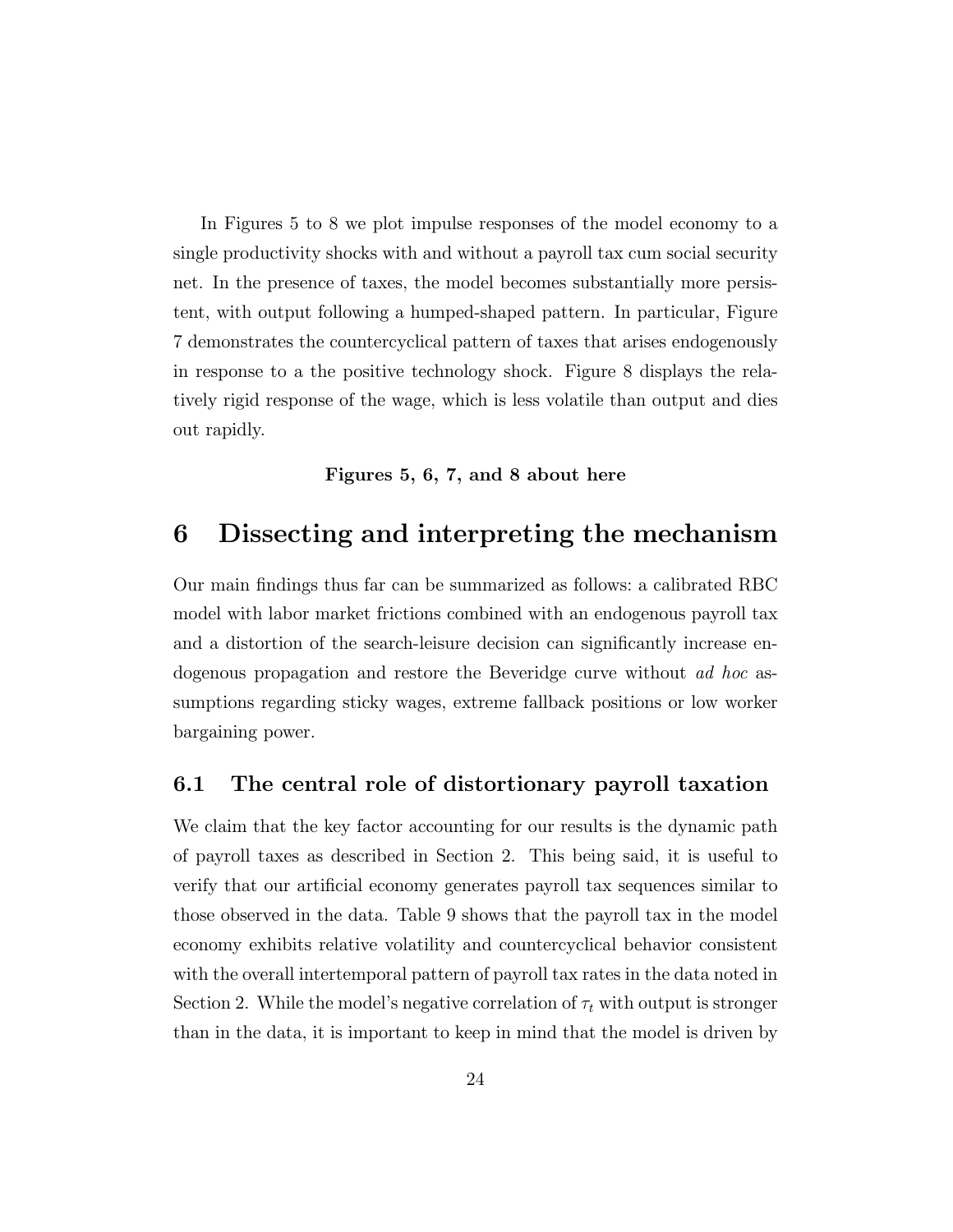In Figures 5 to 8 we plot impulse responses of the model economy to a single productivity shocks with and without a payroll tax cum social security net. In the presence of taxes, the model becomes substantially more persistent, with output following a humped-shaped pattern. In particular, Figure 7 demonstrates the countercyclical pattern of taxes that arises endogenously in response to a the positive technology shock. Figure 8 displays the relatively rigid response of the wage, which is less volatile than output and dies out rapidly.

**Figures 5, 6, 7, and 8 about here**

# 6 Dissecting and interpreting the mechanism

Our main findings thus far can be summarized as follows: a calibrated RBC model with labor market frictions combined with an endogenous payroll tax and a distortion of the search-leisure decision can significantly increase endogenous propagation and restore the Beveridge curve without *ad hoc* assumptions regarding sticky wages, extreme fallback positions or low worker bargaining power.

## 6.1 The central role of distortionary payroll taxation

We claim that the key factor accounting for our results is the dynamic path of payroll taxes as described in Section 2. This being said, it is useful to verify that our artificial economy generates payroll tax sequences similar to those observed in the data. Table 9 shows that the payroll tax in the model economy exhibits relative volatility and countercyclical behavior consistent with the overall intertemporal pattern of payroll tax rates in the data noted in Section 2. While the model's negative correlation of $\tau_t$ with output is stronger than in the data, it is important to keep in mind that the model is driven by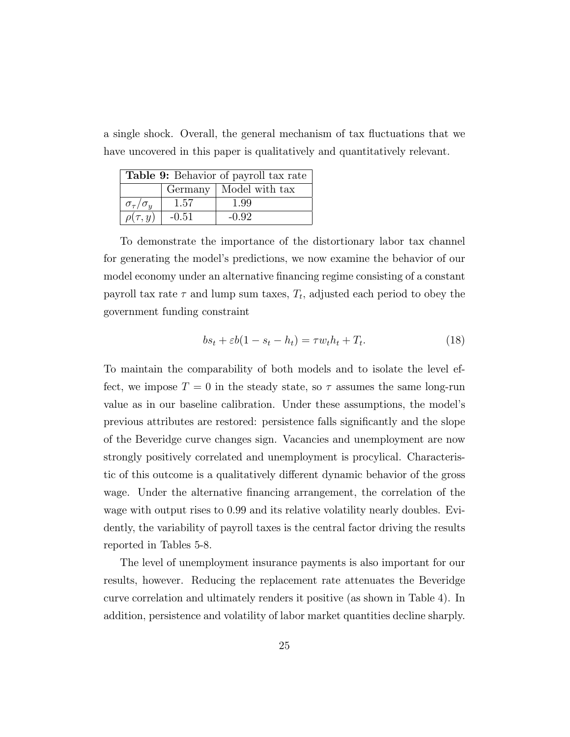a single shock. Overall, the general mechanism of tax fluctuations that we have uncovered in this paper is qualitatively and quantitatively relevant.

| **Table 9:** Behavior of payroll tax rate | | |
|---|---|---|
| | Germany | Model with tax |
| $\sigma_\tau/\sigma_y$ | 1.57 | 1.99 |
| $\rho(\tau, y)$ | -0.51 | -0.92 |

To demonstrate the importance of the distortionary labor tax channel for generating the model's predictions, we now examine the behavior of our model economy under an alternative financing regime consisting of a constant payroll tax rate $\tau$ and lump sum taxes, $T_t$, adjusted each period to obey the government funding constraint

$$bs_t + \varepsilon b(1 - s_t - h_t) = \tau w_t h_t + T_t. \tag{18}$$

To maintain the comparability of both models and to isolate the level effect, we impose $T = 0$ in the steady state, so $\tau$ assumes the same long-run value as in our baseline calibration. Under these assumptions, the model's previous attributes are restored: persistence falls significantly and the slope of the Beveridge curve changes sign. Vacancies and unemployment are now strongly positively correlated and unemployment is procylical. Characteristic of this outcome is a qualitatively different dynamic behavior of the gross wage. Under the alternative financing arrangement, the correlation of the wage with output rises to 0.99 and its relative volatility nearly doubles. Evidently, the variability of payroll taxes is the central factor driving the results reported in Tables 5-8.

The level of unemployment insurance payments is also important for our results, however. Reducing the replacement rate attenuates the Beveridge curve correlation and ultimately renders it positive (as shown in Table 4). In addition, persistence and volatility of labor market quantities decline sharply.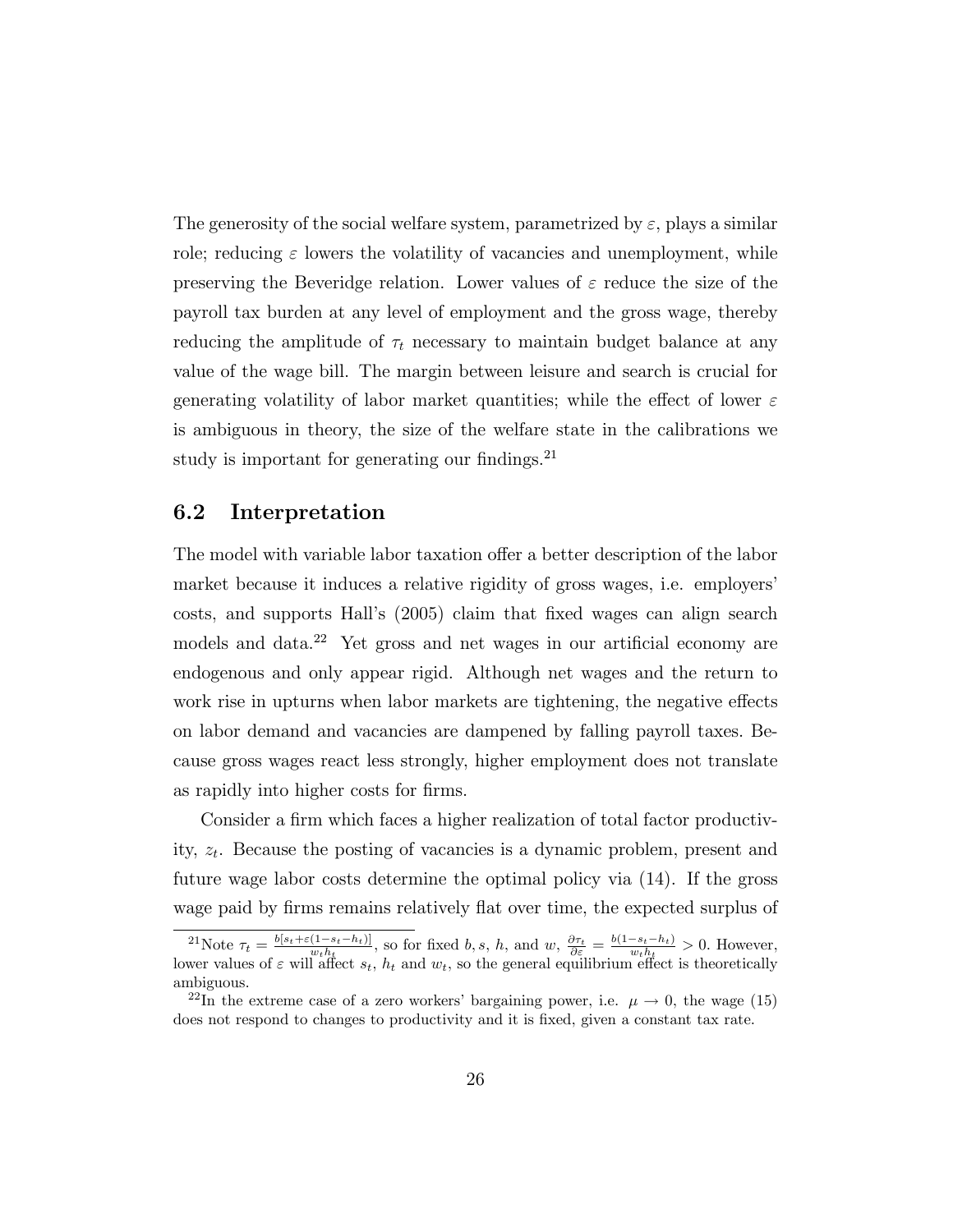The generosity of the social welfare system, parametrized by $\varepsilon$, plays a similar role; reducing $\varepsilon$ lowers the volatility of vacancies and unemployment, while preserving the Beveridge relation. Lower values of $\varepsilon$ reduce the size of the payroll tax burden at any level of employment and the gross wage, thereby reducing the amplitude of $\tau_t$ necessary to maintain budget balance at any value of the wage bill. The margin between leisure and search is crucial for generating volatility of labor market quantities; while the effect of lower $\varepsilon$ is ambiguous in theory, the size of the welfare state in the calibrations we study is important for generating our findings.[21]

## 6.2 Interpretation

The model with variable labor taxation offer a better description of the labor market because it induces a relative rigidity of gross wages, i.e. employers' costs, and supports Hall's (2005) claim that fixed wages can align search models and data.[22] Yet gross and net wages in our artificial economy are endogenous and only appear rigid. Although net wages and the return to work rise in upturns when labor markets are tightening, the negative effects on labor demand and vacancies are dampened by falling payroll taxes. Because gross wages react less strongly, higher employment does not translate as rapidly into higher costs for firms.

Consider a firm which faces a higher realization of total factor productivity, $z_t$. Because the posting of vacancies is a dynamic problem, present and future wage labor costs determine the optimal policy via (14). If the gross wage paid by firms remains relatively flat over time, the expected surplus of

---

[21] Note $\tau_t = \frac{b[s_t + \varepsilon(1-s_t-h_t)]}{w_t h_t}$, so for fixed $b, s, h$, and $w$, $\frac{\partial \tau_t}{\partial \varepsilon} = \frac{b(1-s_t-h_t)}{w_t h_t} > 0$. However, lower values of $\varepsilon$ will affect $s_t$, $h_t$ and $w_t$, so the general equilibrium effect is theoretically ambiguous.

[22] In the extreme case of a zero workers' bargaining power, i.e. $\mu \to 0$, the wage (15) does not respond to changes to productivity and it is fixed, given a constant tax rate.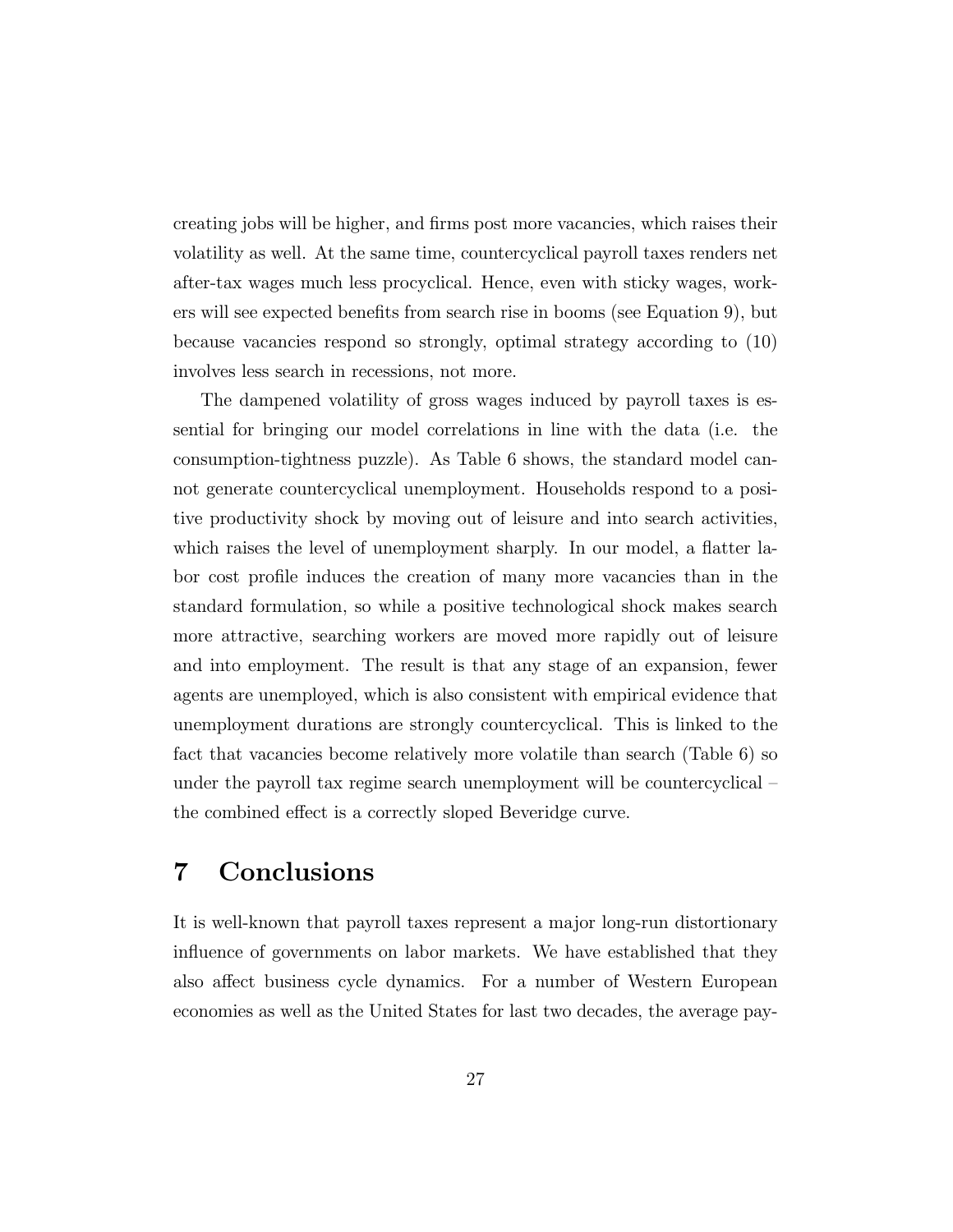creating jobs will be higher, and firms post more vacancies, which raises their volatility as well. At the same time, countercyclical payroll taxes renders net after-tax wages much less procyclical. Hence, even with sticky wages, workers will see expected benefits from search rise in booms (see Equation 9), but because vacancies respond so strongly, optimal strategy according to (10) involves less search in recessions, not more.

The dampened volatility of gross wages induced by payroll taxes is essential for bringing our model correlations in line with the data (i.e. the consumption-tightness puzzle). As Table 6 shows, the standard model cannot generate countercyclical unemployment. Households respond to a positive productivity shock by moving out of leisure and into search activities, which raises the level of unemployment sharply. In our model, a flatter labor cost profile induces the creation of many more vacancies than in the standard formulation, so while a positive technological shock makes search more attractive, searching workers are moved more rapidly out of leisure and into employment. The result is that any stage of an expansion, fewer agents are unemployed, which is also consistent with empirical evidence that unemployment durations are strongly countercyclical. This is linked to the fact that vacancies become relatively more volatile than search (Table 6) so under the payroll tax regime search unemployment will be countercyclical – the combined effect is a correctly sloped Beveridge curve.

# 7 Conclusions

It is well-known that payroll taxes represent a major long-run distortionary influence of governments on labor markets. We have established that they also affect business cycle dynamics. For a number of Western European economies as well as the United States for last two decades, the average pay-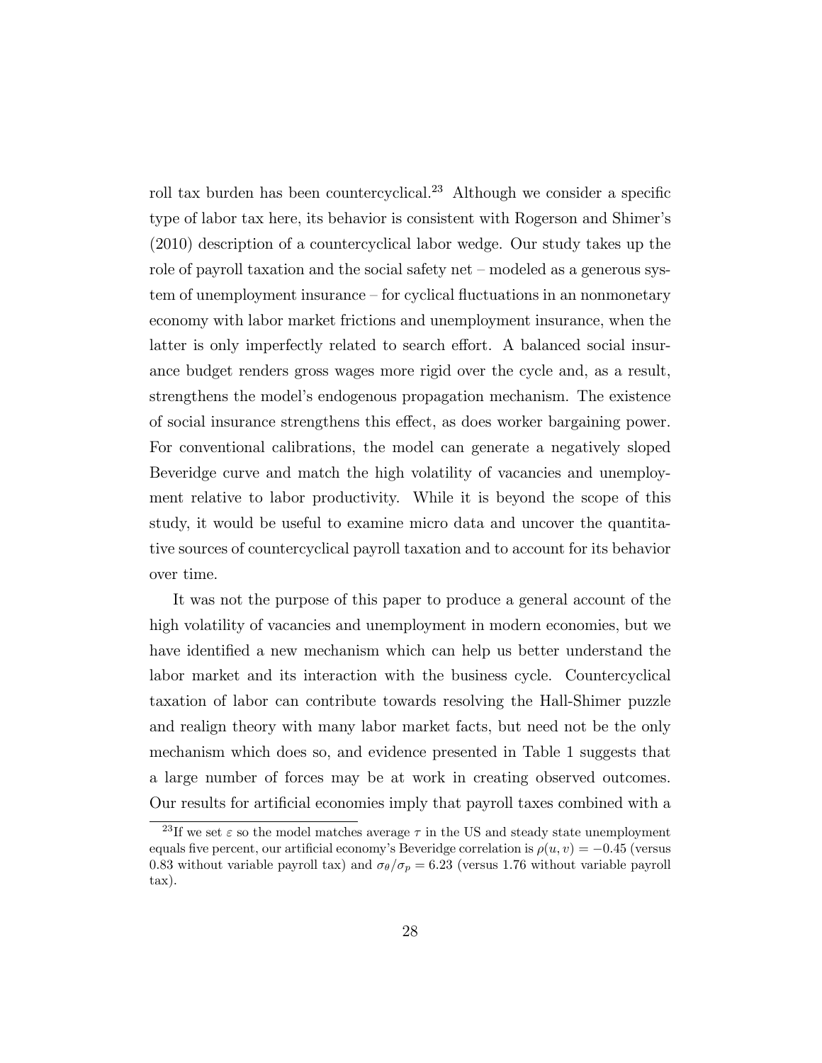roll tax burden has been countercyclical.[23] Although we consider a specific type of labor tax here, its behavior is consistent with Rogerson and Shimer's (2010) description of a countercyclical labor wedge. Our study takes up the role of payroll taxation and the social safety net – modeled as a generous system of unemployment insurance – for cyclical fluctuations in an nonmonetary economy with labor market frictions and unemployment insurance, when the latter is only imperfectly related to search effort. A balanced social insurance budget renders gross wages more rigid over the cycle and, as a result, strengthens the model's endogenous propagation mechanism. The existence of social insurance strengthens this effect, as does worker bargaining power. For conventional calibrations, the model can generate a negatively sloped Beveridge curve and match the high volatility of vacancies and unemployment relative to labor productivity. While it is beyond the scope of this study, it would be useful to examine micro data and uncover the quantitative sources of countercyclical payroll taxation and to account for its behavior over time.

It was not the purpose of this paper to produce a general account of the high volatility of vacancies and unemployment in modern economies, but we have identified a new mechanism which can help us better understand the labor market and its interaction with the business cycle. Countercyclical taxation of labor can contribute towards resolving the Hall-Shimer puzzle and realign theory with many labor market facts, but need not be the only mechanism which does so, and evidence presented in Table 1 suggests that a large number of forces may be at work in creating observed outcomes. Our results for artificial economies imply that payroll taxes combined with a

[23]If we set $\varepsilon$ so the model matches average $\tau$ in the US and steady state unemployment equals five percent, our artificial economy's Beveridge correlation is $\rho(u, v) = -0.45$ (versus 0.83 without variable payroll tax) and $\sigma_\theta/\sigma_p = 6.23$ (versus 1.76 without variable payroll tax).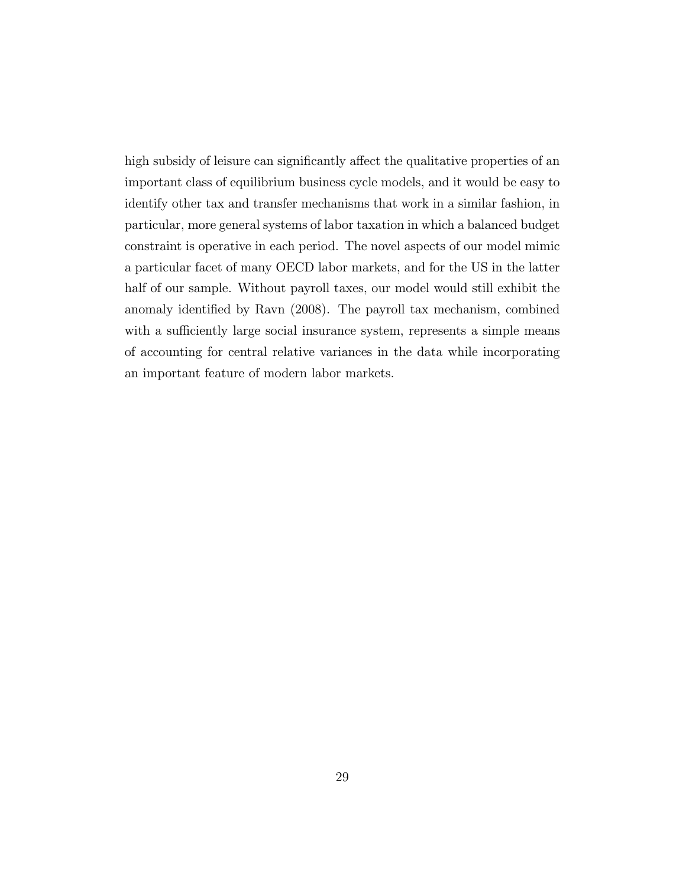high subsidy of leisure can significantly affect the qualitative properties of an important class of equilibrium business cycle models, and it would be easy to identify other tax and transfer mechanisms that work in a similar fashion, in particular, more general systems of labor taxation in which a balanced budget constraint is operative in each period. The novel aspects of our model mimic a particular facet of many OECD labor markets, and for the US in the latter half of our sample. Without payroll taxes, our model would still exhibit the anomaly identified by Ravn (2008). The payroll tax mechanism, combined with a sufficiently large social insurance system, represents a simple means of accounting for central relative variances in the data while incorporating an important feature of modern labor markets.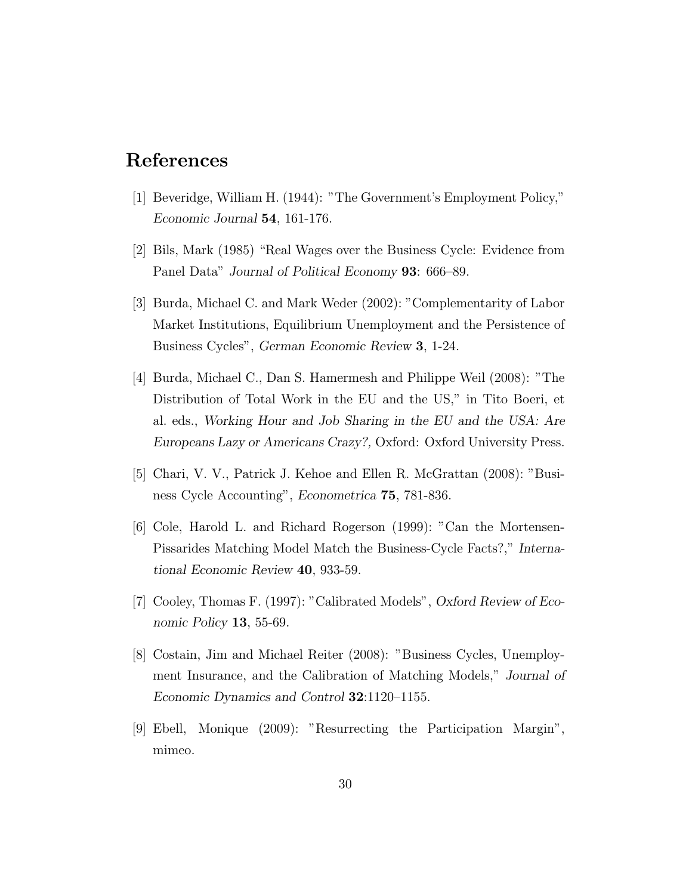# References

[1] Beveridge, William H. (1944): "The Government's Employment Policy," *Economic Journal* **54**, 161-176.

[2] Bils, Mark (1985) "Real Wages over the Business Cycle: Evidence from Panel Data" *Journal of Political Economy* **93**: 666–89.

[3] Burda, Michael C. and Mark Weder (2002): "Complementarity of Labor Market Institutions, Equilibrium Unemployment and the Persistence of Business Cycles", *German Economic Review* **3**, 1-24.

[4] Burda, Michael C., Dan S. Hamermesh and Philippe Weil (2008): "The Distribution of Total Work in the EU and the US," in Tito Boeri, et al. eds., *Working Hour and Job Sharing in the EU and the USA: Are Europeans Lazy or Americans Crazy?,* Oxford: Oxford University Press.

[5] Chari, V. V., Patrick J. Kehoe and Ellen R. McGrattan (2008): "Business Cycle Accounting", *Econometrica* **75**, 781-836.

[6] Cole, Harold L. and Richard Rogerson (1999): "Can the Mortensen-Pissarides Matching Model Match the Business-Cycle Facts?," *International Economic Review* **40**, 933-59.

[7] Cooley, Thomas F. (1997): "Calibrated Models", *Oxford Review of Economic Policy* **13**, 55-69.

[8] Costain, Jim and Michael Reiter (2008): "Business Cycles, Unemployment Insurance, and the Calibration of Matching Models," *Journal of Economic Dynamics and Control* **32**:1120–1155.

[9] Ebell, Monique (2009): "Resurrecting the Participation Margin", mimeo.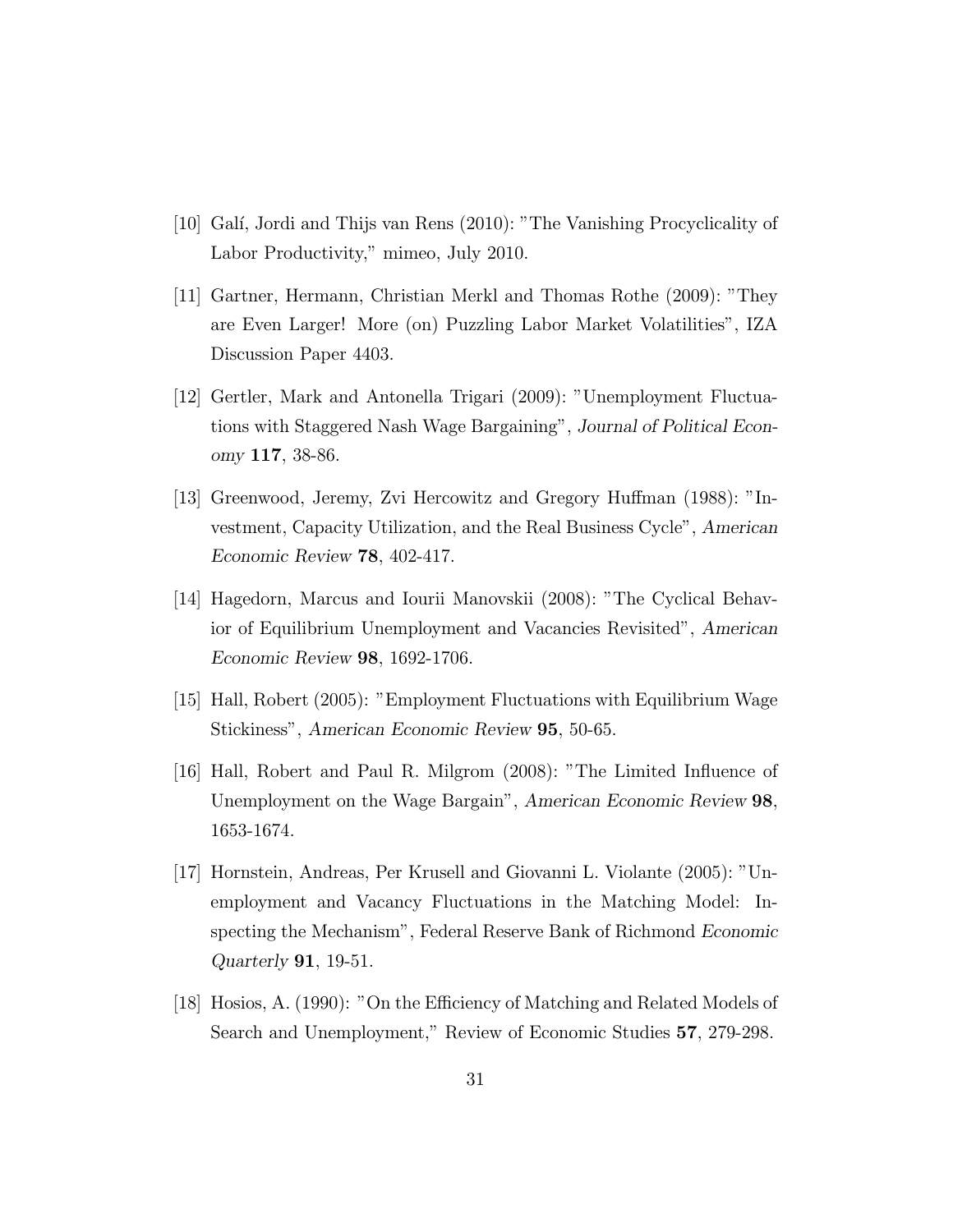[10] Galí, Jordi and Thijs van Rens (2010): "The Vanishing Procyclicality of Labor Productivity," mimeo, July 2010.

[11] Gartner, Hermann, Christian Merkl and Thomas Rothe (2009): "They are Even Larger! More (on) Puzzling Labor Market Volatilities", IZA Discussion Paper 4403.

[12] Gertler, Mark and Antonella Trigari (2009): "Unemployment Fluctuations with Staggered Nash Wage Bargaining", *Journal of Political Economy* **117**, 38-86.

[13] Greenwood, Jeremy, Zvi Hercowitz and Gregory Huffman (1988): "Investment, Capacity Utilization, and the Real Business Cycle", *American Economic Review* **78**, 402-417.

[14] Hagedorn, Marcus and Iourii Manovskii (2008): "The Cyclical Behavior of Equilibrium Unemployment and Vacancies Revisited", *American Economic Review* **98**, 1692-1706.

[15] Hall, Robert (2005): "Employment Fluctuations with Equilibrium Wage Stickiness", *American Economic Review* **95**, 50-65.

[16] Hall, Robert and Paul R. Milgrom (2008): "The Limited Influence of Unemployment on the Wage Bargain", *American Economic Review* **98**, 1653-1674.

[17] Hornstein, Andreas, Per Krusell and Giovanni L. Violante (2005): "Unemployment and Vacancy Fluctuations in the Matching Model: Inspecting the Mechanism", Federal Reserve Bank of Richmond *Economic Quarterly* **91**, 19-51.

[18] Hosios, A. (1990): "On the Efficiency of Matching and Related Models of Search and Unemployment," Review of Economic Studies **57**, 279-298.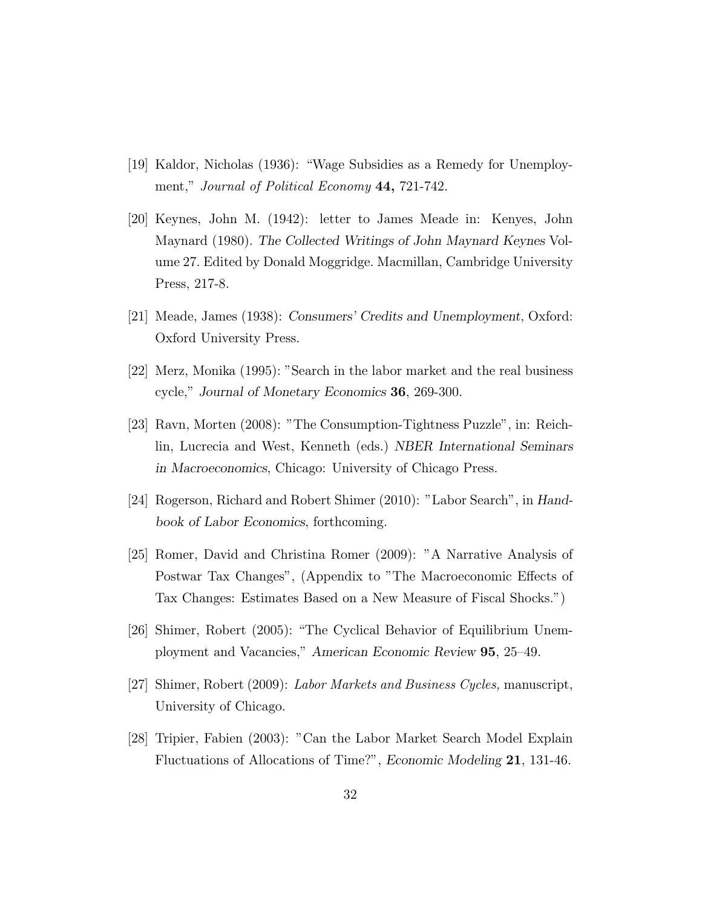[19] Kaldor, Nicholas (1936): "Wage Subsidies as a Remedy for Unemployment," *Journal of Political Economy* **44,** 721-742.

[20] Keynes, John M. (1942): letter to James Meade in: Kenyes, John Maynard (1980). *The Collected Writings of John Maynard Keynes* Volume 27. Edited by Donald Moggridge. Macmillan, Cambridge University Press, 217-8.

[21] Meade, James (1938): *Consumers' Credits and Unemployment*, Oxford: Oxford University Press.

[22] Merz, Monika (1995): "Search in the labor market and the real business cycle," *Journal of Monetary Economics* **36**, 269-300.

[23] Ravn, Morten (2008): "The Consumption-Tightness Puzzle", in: Reichlin, Lucrecia and West, Kenneth (eds.) *NBER International Seminars in Macroeconomics*, Chicago: University of Chicago Press.

[24] Rogerson, Richard and Robert Shimer (2010): "Labor Search", in *Handbook of Labor Economics*, forthcoming.

[25] Romer, David and Christina Romer (2009): "A Narrative Analysis of Postwar Tax Changes", (Appendix to "The Macroeconomic Effects of Tax Changes: Estimates Based on a New Measure of Fiscal Shocks.")

[26] Shimer, Robert (2005): "The Cyclical Behavior of Equilibrium Unemployment and Vacancies," *American Economic Review* **95**, 25–49.

[27] Shimer, Robert (2009): *Labor Markets and Business Cycles,* manuscript, University of Chicago.

[28] Tripier, Fabien (2003): "Can the Labor Market Search Model Explain Fluctuations of Allocations of Time?", *Economic Modeling* **21**, 131-46.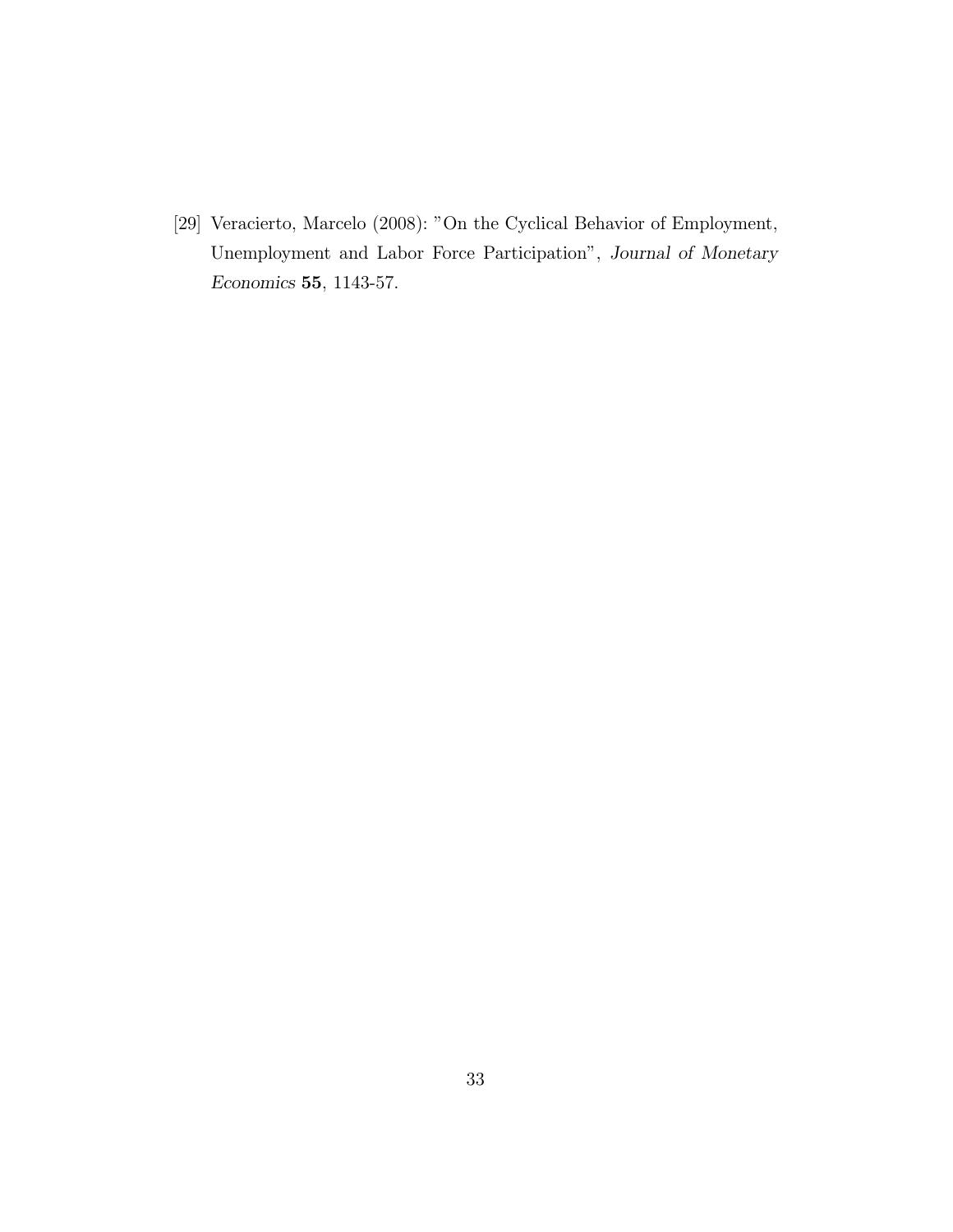[29] Veracierto, Marcelo (2008): "On the Cyclical Behavior of Employment, Unemployment and Labor Force Participation", *Journal of Monetary Economics* **55**, 1143-57.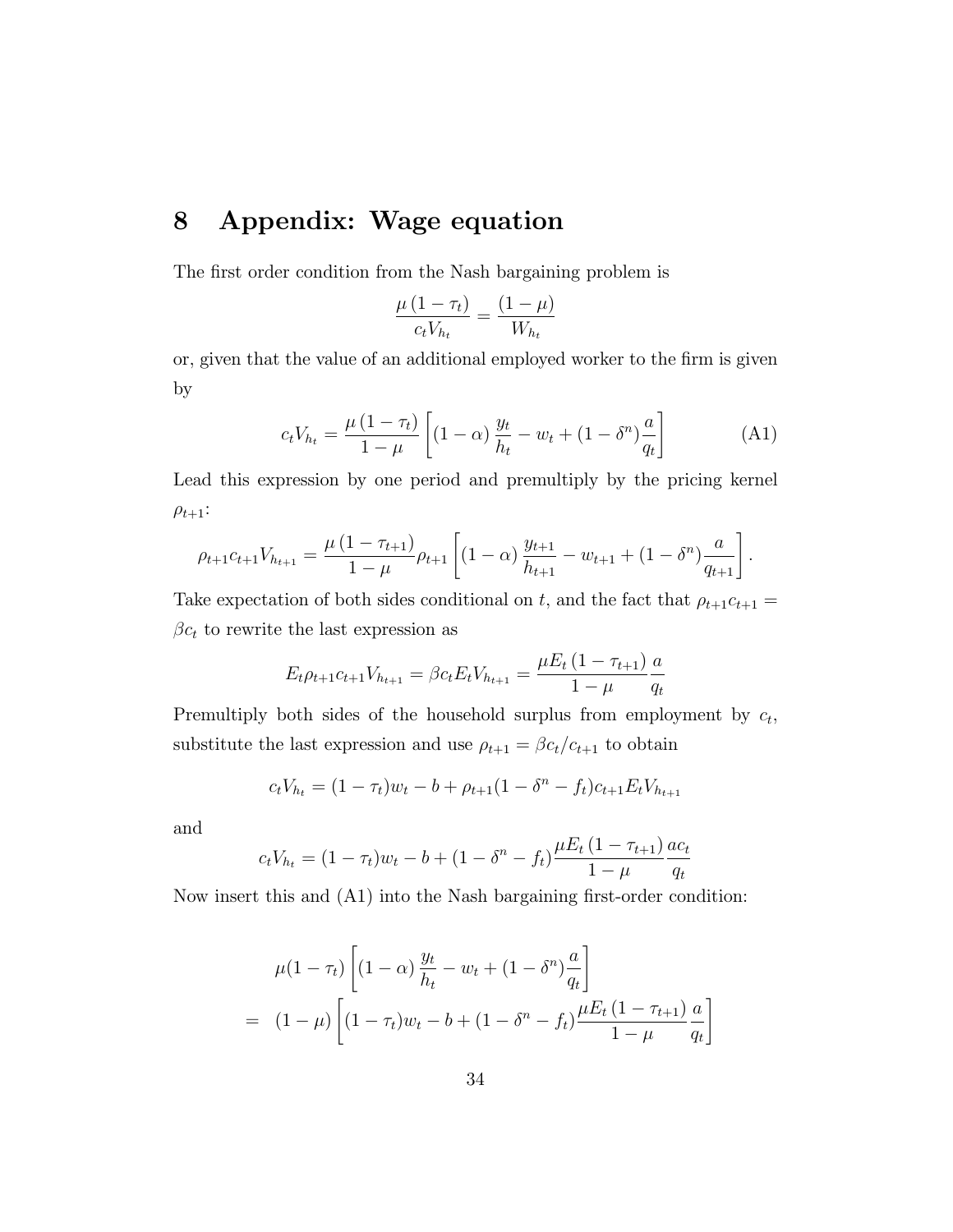# 8 Appendix: Wage equation

The first order condition from the Nash bargaining problem is

$$\frac{\mu\left(1-\tau_t\right)}{c_t V_{h_t}}=\frac{\left(1-\mu\right)}{W_{h_t}}$$

or, given that the value of an additional employed worker to the firm is given by

$$c_t V_{h_t}=\frac{\mu\left(1-\tau_t\right)}{1-\mu}\left[\left(1-\alpha\right)\frac{y_t}{h_t}-w_t+(1-\delta^n)\frac{a}{q_t}\right] \tag{A1}$$

Lead this expression by one period and premultiply by the pricing kernel $\rho_{t+1}$:

$$\rho_{t+1}c_{t+1}V_{h_{t+1}}=\frac{\mu\left(1-\tau_{t+1}\right)}{1-\mu}\rho_{t+1}\left[\left(1-\alpha\right)\frac{y_{t+1}}{h_{t+1}}-w_{t+1}+(1-\delta^n)\frac{a}{q_{t+1}}\right].$$

Take expectation of both sides conditional on $t$, and the fact that $\rho_{t+1}c_{t+1}=\beta c_t$ to rewrite the last expression as

$$E_t\rho_{t+1}c_{t+1}V_{h_{t+1}}=\beta c_t E_t V_{h_{t+1}}=\frac{\mu E_t\left(1-\tau_{t+1}\right)}{1-\mu}\frac{a}{q_t}$$

Premultiply both sides of the household surplus from employment by $c_t$, substitute the last expression and use $\rho_{t+1}=\beta c_t/c_{t+1}$ to obtain

$$c_t V_{h_t}=(1-\tau_t)w_t-b+\rho_{t+1}(1-\delta^n-f_t)c_{t+1}E_t V_{h_{t+1}}$$

and

$$c_t V_{h_t}=(1-\tau_t)w_t-b+(1-\delta^n-f_t)\frac{\mu E_t\left(1-\tau_{t+1}\right)}{1-\mu}\frac{ac_t}{q_t}$$

Now insert this and (A1) into the Nash bargaining first-order condition:

$$\begin{aligned}
& \mu(1-\tau_t)\left[\left(1-\alpha\right)\frac{y_t}{h_t}-w_t+(1-\delta^n)\frac{a}{q_t}\right] \\
= \;& (1-\mu)\left[(1-\tau_t)w_t-b+(1-\delta^n-f_t)\frac{\mu E_t\left(1-\tau_{t+1}\right)}{1-\mu}\frac{a}{q_t}\right]
\end{aligned}$$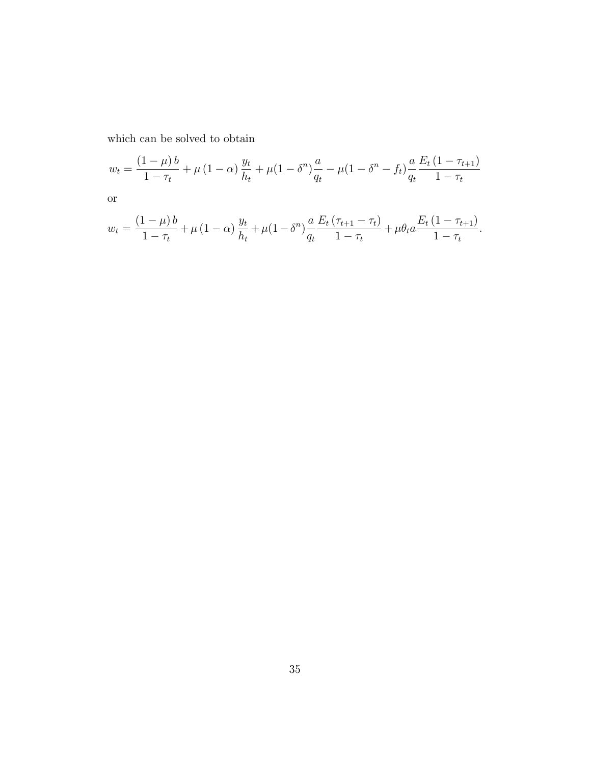which can be solved to obtain

$$w_t = \frac{(1-\mu)\,b}{1-\tau_t} + \mu\,(1-\alpha)\,\frac{y_t}{h_t} + \mu(1-\delta^n)\frac{a}{q_t} - \mu(1-\delta^n - f_t)\frac{a}{q_t}\frac{E_t\,(1-\tau_{t+1})}{1-\tau_t}$$

or

$$w_t = \frac{(1-\mu)\,b}{1-\tau_t} + \mu\,(1-\alpha)\,\frac{y_t}{h_t} + \mu(1-\delta^n)\frac{a}{q_t}\frac{E_t\,(\tau_{t+1}-\tau_t)}{1-\tau_t} + \mu\theta_t a\frac{E_t\,(1-\tau_{t+1})}{1-\tau_t}.$$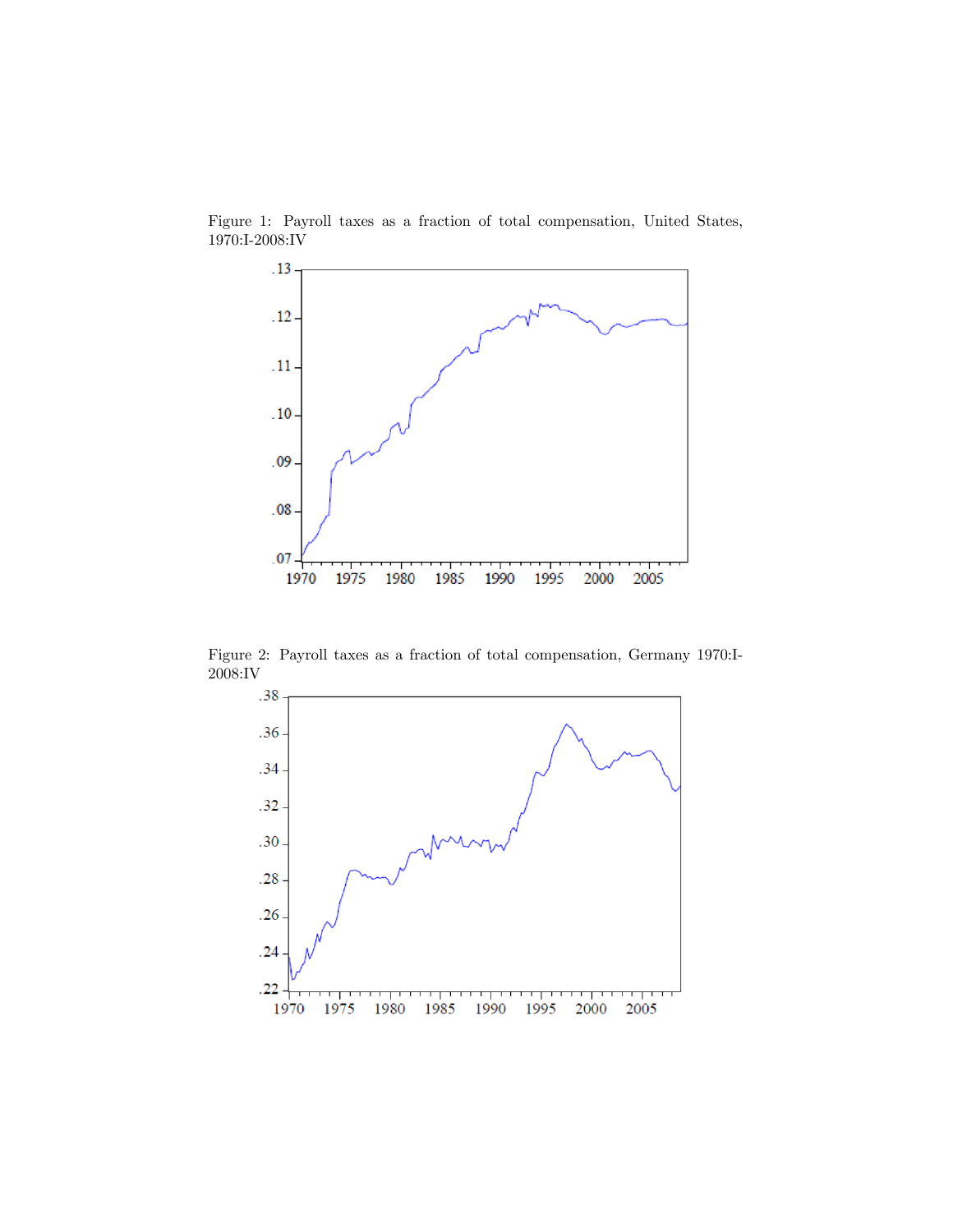Figure 1: Payroll taxes as a fraction of total compensation, United States, 1970:I-2008:IV

Figure 2: Payroll taxes as a fraction of total compensation, Germany 1970:I-2008:IV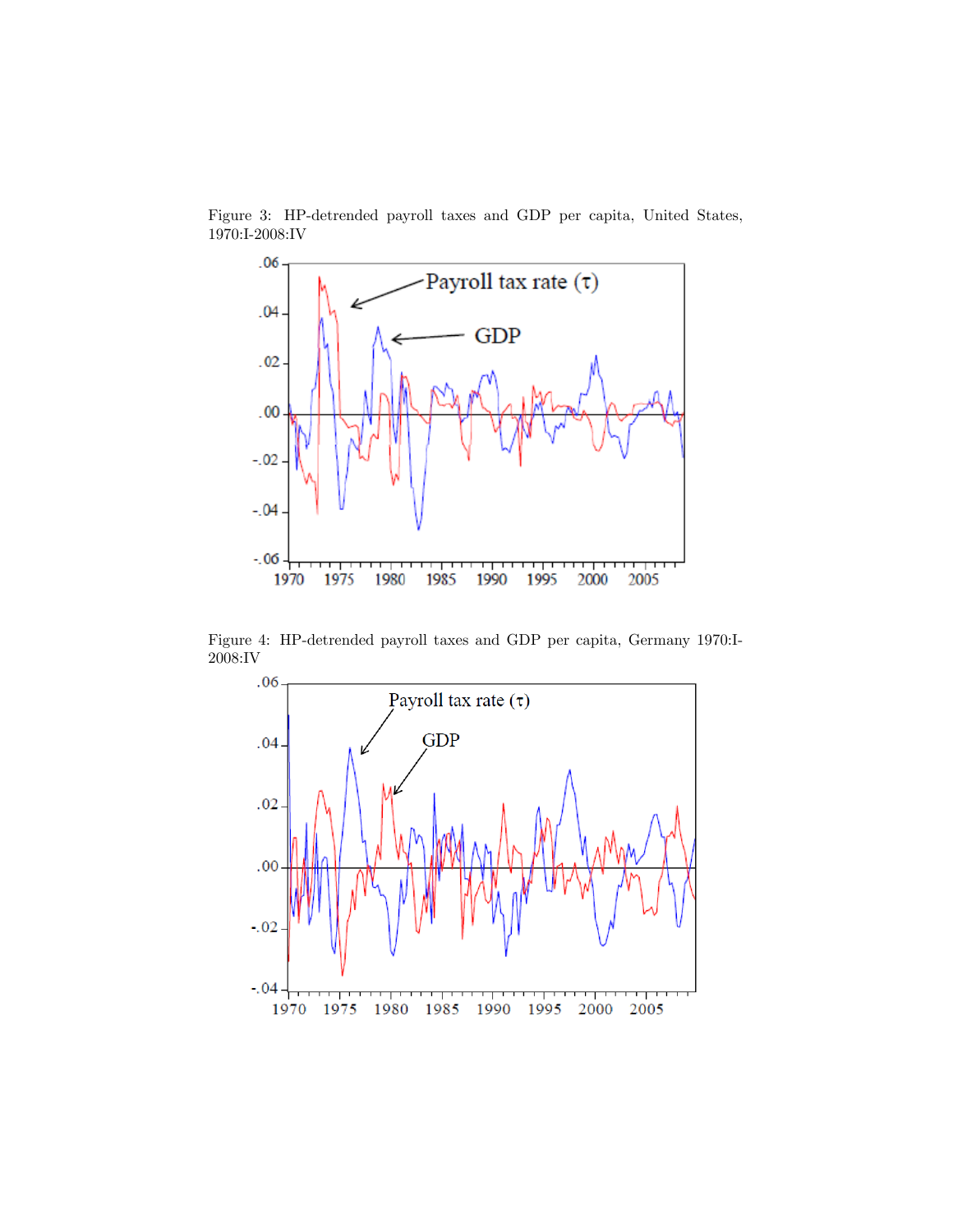Figure 3: HP-detrended payroll taxes and GDP per capita, United States, 1970:I-2008:IV

Figure 4: HP-detrended payroll taxes and GDP per capita, Germany 1970:I-2008:IV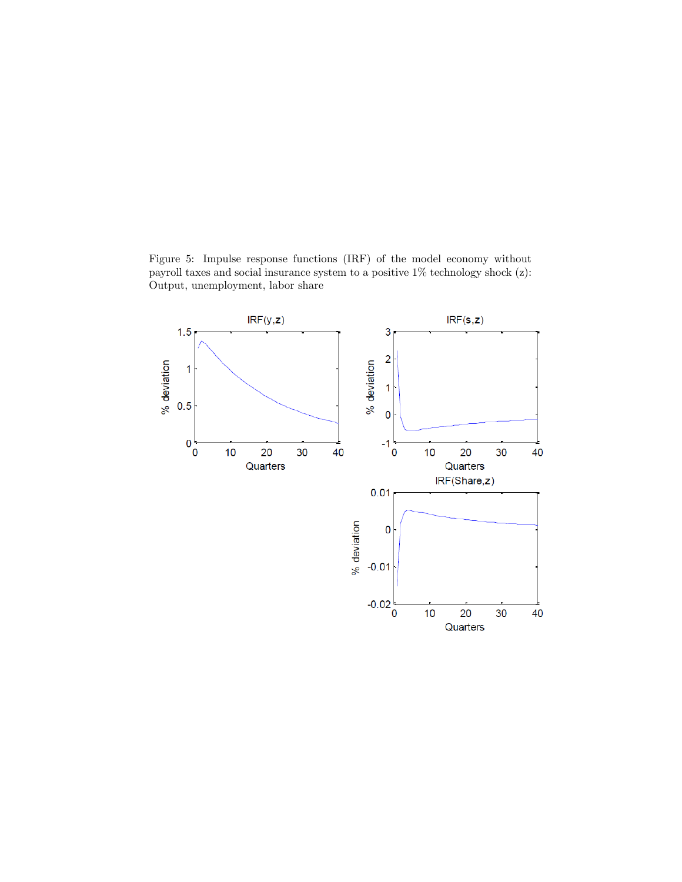Figure 5: Impulse response functions (IRF) of the model economy without payroll taxes and social insurance system to a positive 1% technology shock (z): Output, unemployment, labor share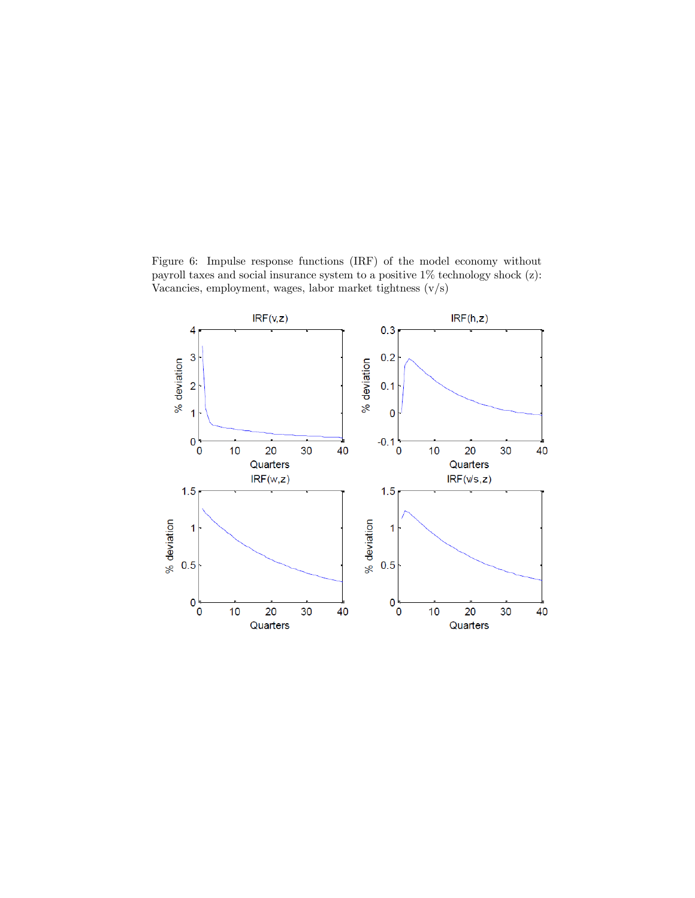Figure 6: Impulse response functions (IRF) of the model economy without payroll taxes and social insurance system to a positive 1% technology shock (z): Vacancies, employment, wages, labor market tightness (v/s)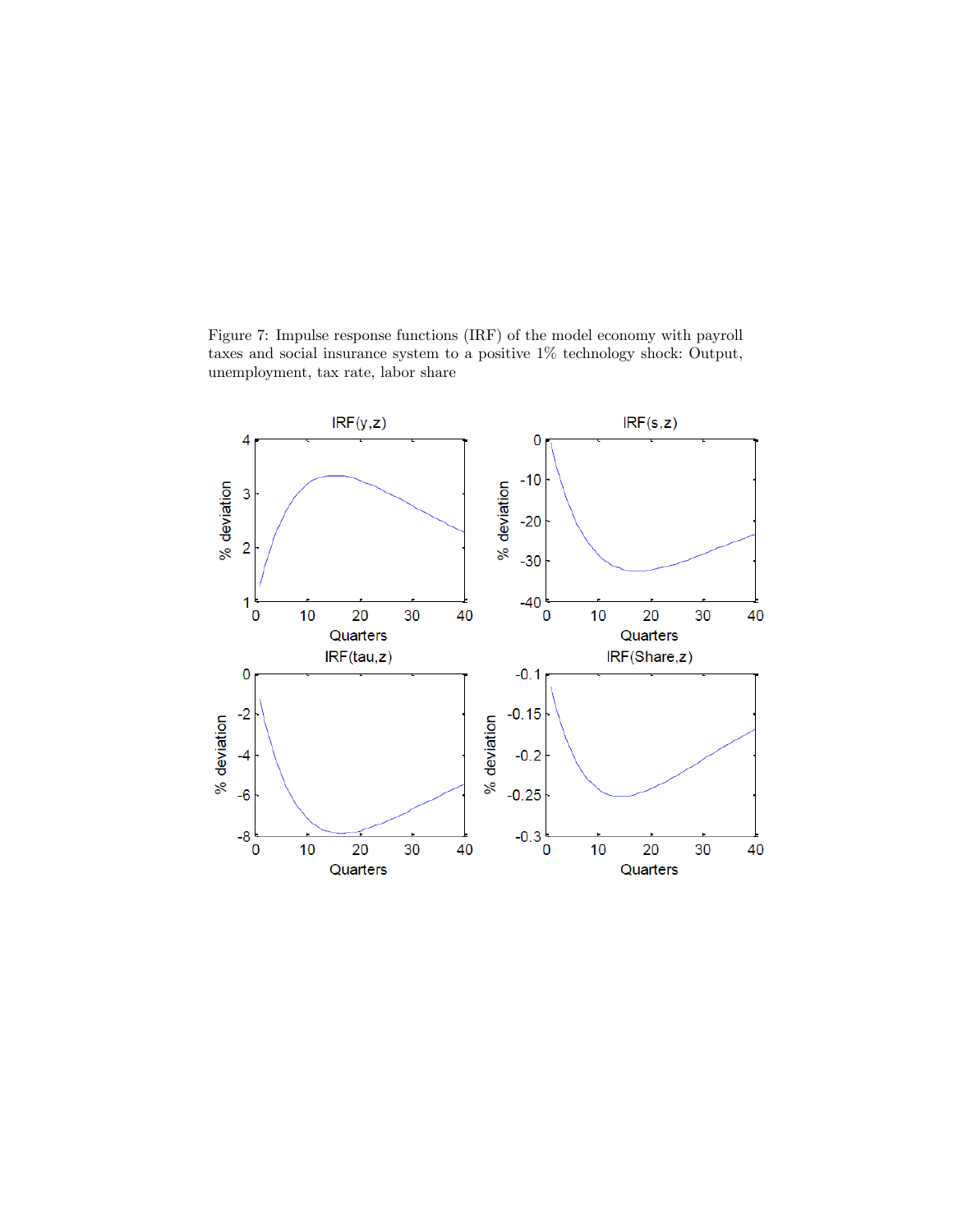Figure 7: Impulse response functions (IRF) of the model economy with payroll taxes and social insurance system to a positive 1% technology shock: Output, unemployment, tax rate, labor share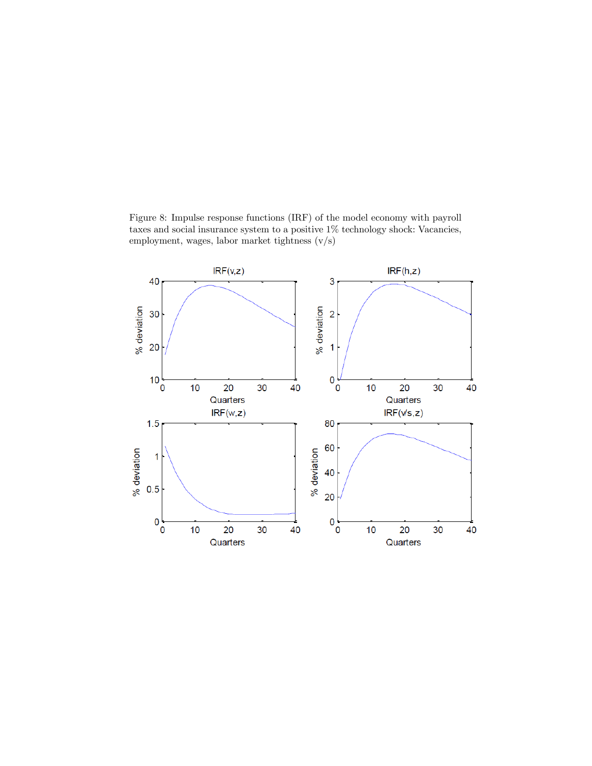Figure 8: Impulse response functions (IRF) of the model economy with payroll taxes and social insurance system to a positive 1% technology shock: Vacancies, employment, wages, labor market tightness (v/s)

IRF(v,z)

% deviation

40
30
20
10

0 10 20 30 40

Quarters

IRF(h,z)

% deviation

3
2
1
0

0 10 20 30 40

Quarters

IRF(w,z)

% deviation

1.5
1
0.5
0

0 10 20 30 40

Quarters

IRF(v/s,z)

% deviation

80
60
40
20
0

0 10 20 30 40

Quarters